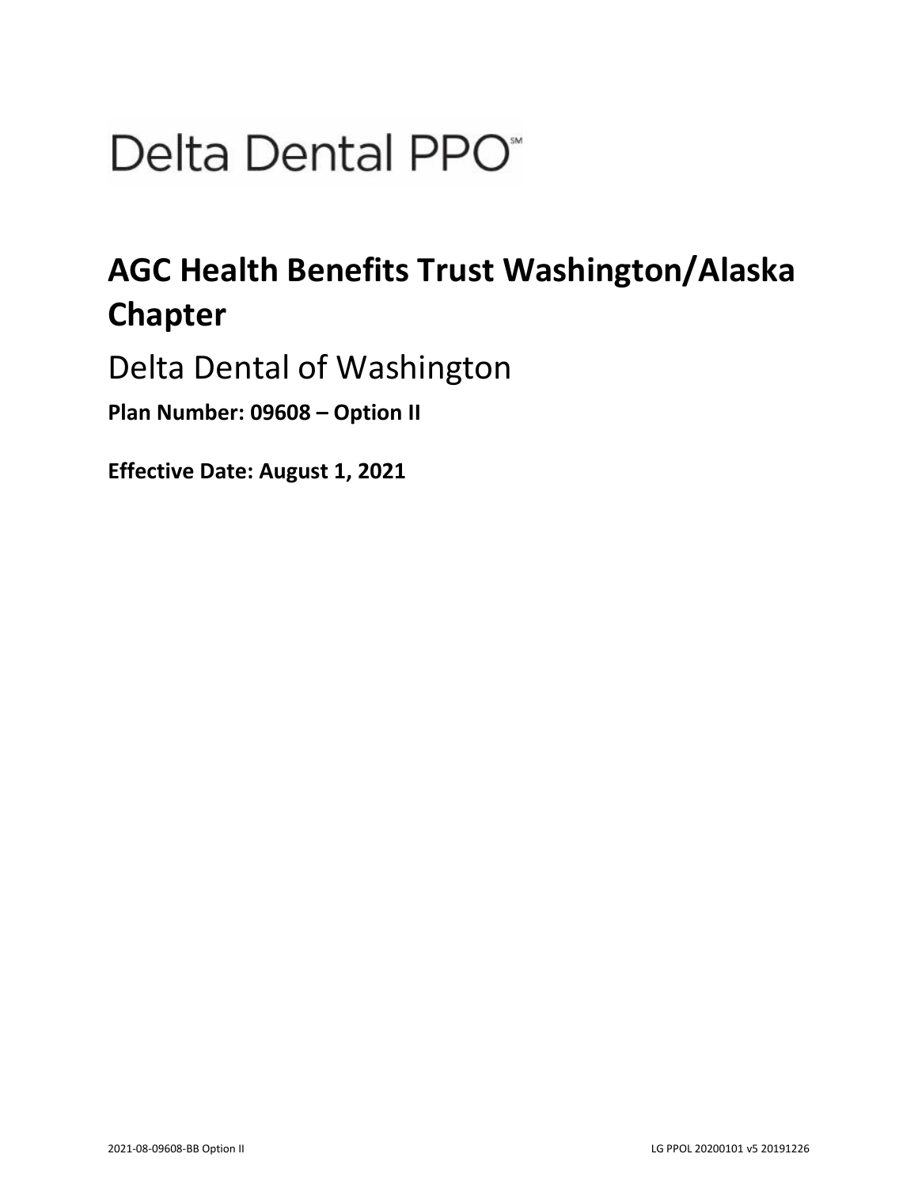# Delta Dental PPO℠

## AGC Health Benefits Trust Washington/Alaska Chapter

Delta Dental of Washington

**Plan Number: 09608 – Option II**

**Effective Date: August 1, 2021**

2021-08-09608-BB Option II

LG PPOL 20200101 v5 20191226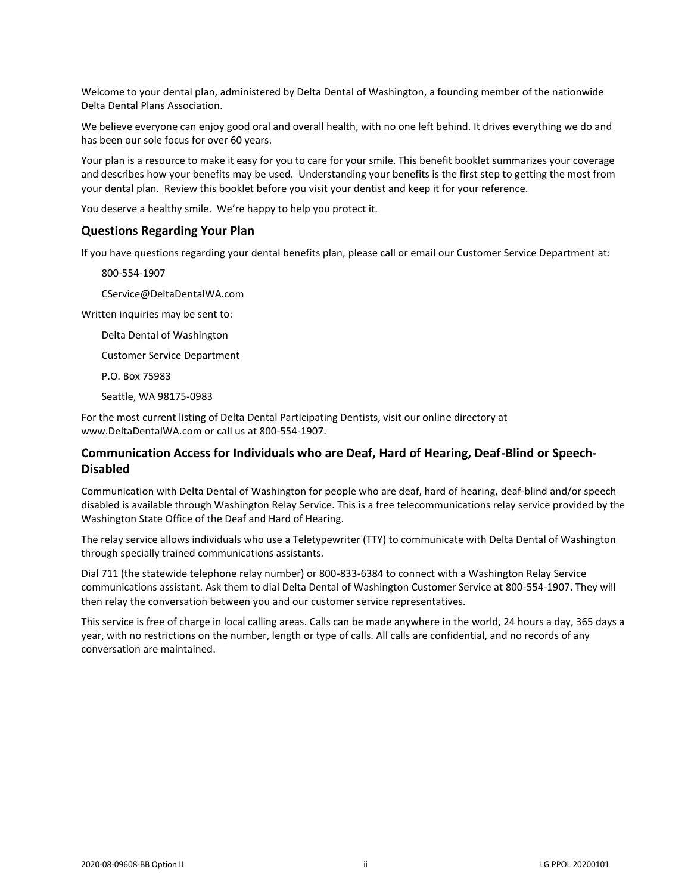Welcome to your dental plan, administered by Delta Dental of Washington, a founding member of the nationwide Delta Dental Plans Association.

We believe everyone can enjoy good oral and overall health, with no one left behind. It drives everything we do and has been our sole focus for over 60 years.

Your plan is a resource to make it easy for you to care for your smile. This benefit booklet summarizes your coverage and describes how your benefits may be used. Understanding your benefits is the first step to getting the most from your dental plan. Review this booklet before you visit your dentist and keep it for your reference.

You deserve a healthy smile. We're happy to help you protect it.

## Questions Regarding Your Plan

If you have questions regarding your dental benefits plan, please call or email our Customer Service Department at:

800-554-1907

CService@DeltaDentalWA.com

Written inquiries may be sent to:

Delta Dental of Washington

Customer Service Department

P.O. Box 75983

Seattle, WA 98175-0983

For the most current listing of Delta Dental Participating Dentists, visit our online directory at www.DeltaDentalWA.com or call us at 800-554-1907.

## Communication Access for Individuals who are Deaf, Hard of Hearing, Deaf-Blind or Speech-Disabled

Communication with Delta Dental of Washington for people who are deaf, hard of hearing, deaf-blind and/or speech disabled is available through Washington Relay Service. This is a free telecommunications relay service provided by the Washington State Office of the Deaf and Hard of Hearing.

The relay service allows individuals who use a Teletypewriter (TTY) to communicate with Delta Dental of Washington through specially trained communications assistants.

Dial 711 (the statewide telephone relay number) or 800-833-6384 to connect with a Washington Relay Service communications assistant. Ask them to dial Delta Dental of Washington Customer Service at 800-554-1907. They will then relay the conversation between you and our customer service representatives.

This service is free of charge in local calling areas. Calls can be made anywhere in the world, 24 hours a day, 365 days a year, with no restrictions on the number, length or type of calls. All calls are confidential, and no records of any conversation are maintained.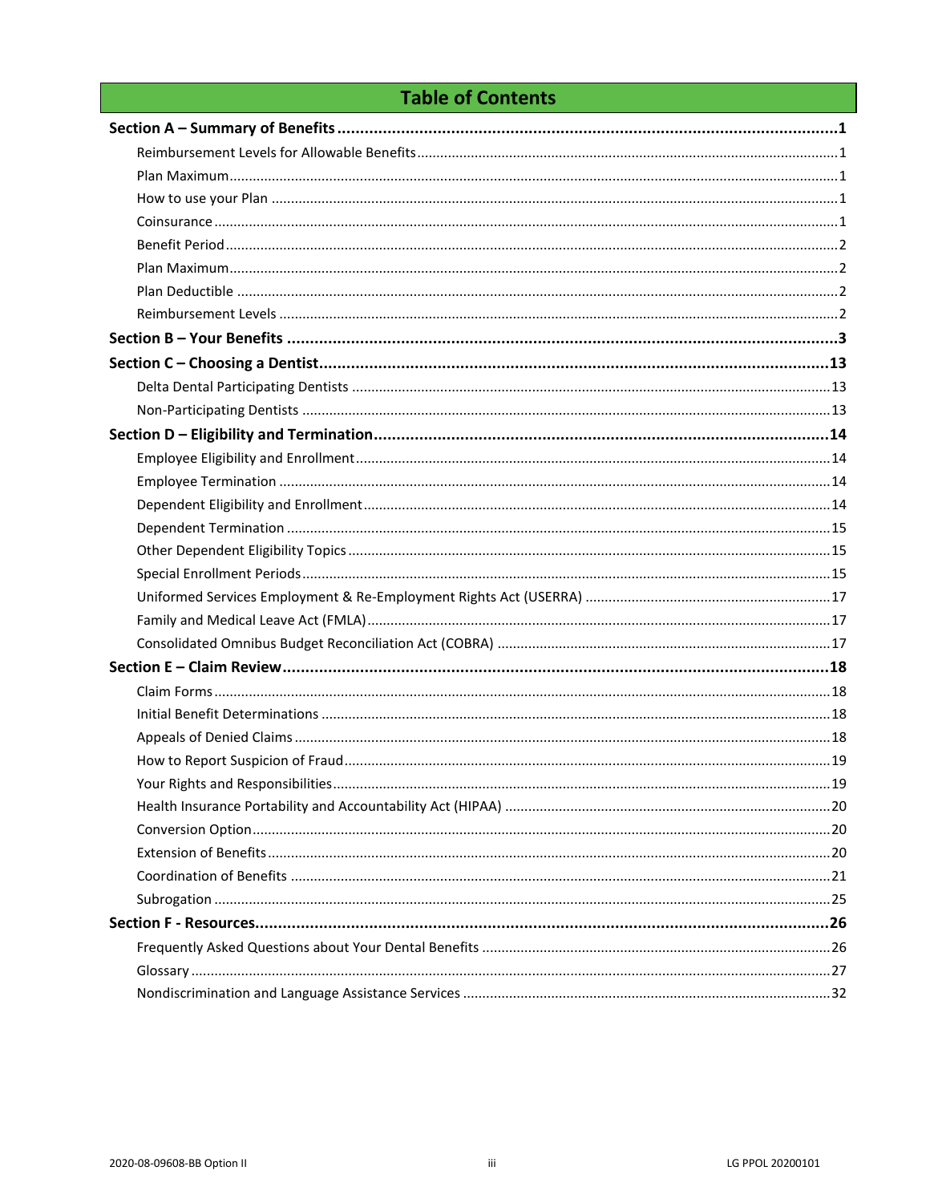# Table of Contents

**Section A – Summary of Benefits ... 1**

- Reimbursement Levels for Allowable Benefits ... 1
- Plan Maximum ... 1
- How to use your Plan ... 1
- Coinsurance ... 1
- Benefit Period ... 2
- Plan Maximum ... 2
- Plan Deductible ... 2
- Reimbursement Levels ... 2

**Section B – Your Benefits ... 3**

**Section C – Choosing a Dentist ... 13**

- Delta Dental Participating Dentists ... 13
- Non-Participating Dentists ... 13

**Section D – Eligibility and Termination ... 14**

- Employee Eligibility and Enrollment ... 14
- Employee Termination ... 14
- Dependent Eligibility and Enrollment ... 14
- Dependent Termination ... 15
- Other Dependent Eligibility Topics ... 15
- Special Enrollment Periods ... 15
- Uniformed Services Employment & Re-Employment Rights Act (USERRA) ... 17
- Family and Medical Leave Act (FMLA) ... 17
- Consolidated Omnibus Budget Reconciliation Act (COBRA) ... 17

**Section E – Claim Review ... 18**

- Claim Forms ... 18
- Initial Benefit Determinations ... 18
- Appeals of Denied Claims ... 18
- How to Report Suspicion of Fraud ... 19
- Your Rights and Responsibilities ... 19
- Health Insurance Portability and Accountability Act (HIPAA) ... 20
- Conversion Option ... 20
- Extension of Benefits ... 20
- Coordination of Benefits ... 21
- Subrogation ... 25

**Section F - Resources ... 26**

- Frequently Asked Questions about Your Dental Benefits ... 26
- Glossary ... 27
- Nondiscrimination and Language Assistance Services ... 32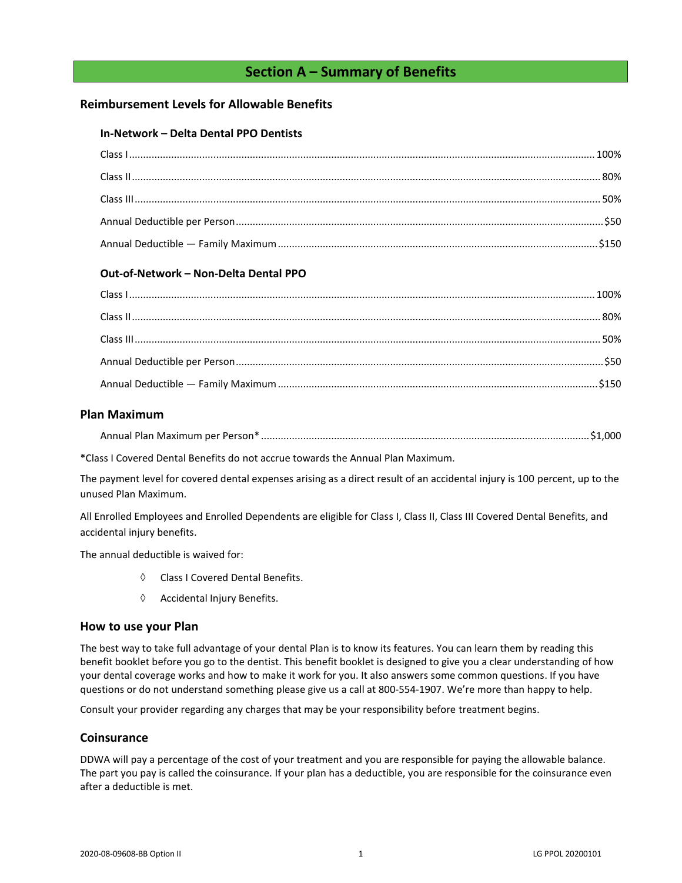# Section A – Summary of Benefits

## Reimbursement Levels for Allowable Benefits

### In-Network – Delta Dental PPO Dentists

Class I ........................................................................................ 100%

Class II ........................................................................................ 80%

Class III ........................................................................................ 50%

Annual Deductible per Person ........................................................................................ $50

Annual Deductible — Family Maximum ........................................................................................ $150

### Out-of-Network – Non-Delta Dental PPO

Class I ........................................................................................ 100%

Class II ........................................................................................ 80%

Class III ........................................................................................ 50%

Annual Deductible per Person ........................................................................................ $50

Annual Deductible — Family Maximum ........................................................................................ $150

## Plan Maximum

Annual Plan Maximum per Person* ........................................................................................ $1,000

*Class I Covered Dental Benefits do not accrue towards the Annual Plan Maximum.

The payment level for covered dental expenses arising as a direct result of an accidental injury is 100 percent, up to the unused Plan Maximum.

All Enrolled Employees and Enrolled Dependents are eligible for Class I, Class II, Class III Covered Dental Benefits, and accidental injury benefits.

The annual deductible is waived for:

- ◊ Class I Covered Dental Benefits.
- ◊ Accidental Injury Benefits.

## How to use your Plan

The best way to take full advantage of your dental Plan is to know its features. You can learn them by reading this benefit booklet before you go to the dentist. This benefit booklet is designed to give you a clear understanding of how your dental coverage works and how to make it work for you. It also answers some common questions. If you have questions or do not understand something please give us a call at 800-554-1907. We're more than happy to help.

Consult your provider regarding any charges that may be your responsibility before treatment begins.

## Coinsurance

DDWA will pay a percentage of the cost of your treatment and you are responsible for paying the allowable balance. The part you pay is called the coinsurance. If your plan has a deductible, you are responsible for the coinsurance even after a deductible is met.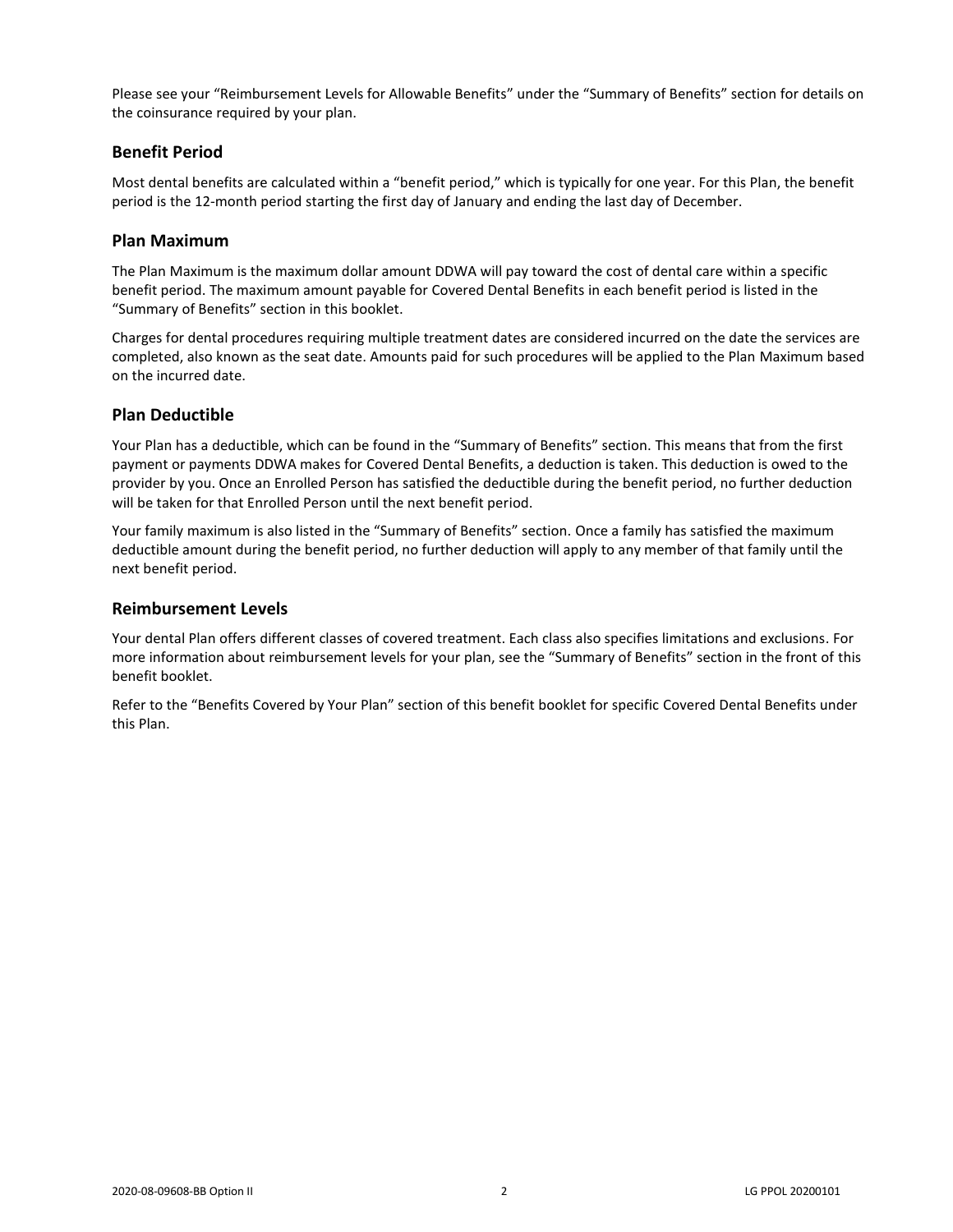Please see your "Reimbursement Levels for Allowable Benefits" under the "Summary of Benefits" section for details on the coinsurance required by your plan.

## Benefit Period

Most dental benefits are calculated within a "benefit period," which is typically for one year. For this Plan, the benefit period is the 12-month period starting the first day of January and ending the last day of December.

## Plan Maximum

The Plan Maximum is the maximum dollar amount DDWA will pay toward the cost of dental care within a specific benefit period. The maximum amount payable for Covered Dental Benefits in each benefit period is listed in the "Summary of Benefits" section in this booklet.

Charges for dental procedures requiring multiple treatment dates are considered incurred on the date the services are completed, also known as the seat date. Amounts paid for such procedures will be applied to the Plan Maximum based on the incurred date.

## Plan Deductible

Your Plan has a deductible, which can be found in the "Summary of Benefits" section. This means that from the first payment or payments DDWA makes for Covered Dental Benefits, a deduction is taken. This deduction is owed to the provider by you. Once an Enrolled Person has satisfied the deductible during the benefit period, no further deduction will be taken for that Enrolled Person until the next benefit period.

Your family maximum is also listed in the "Summary of Benefits" section. Once a family has satisfied the maximum deductible amount during the benefit period, no further deduction will apply to any member of that family until the next benefit period.

## Reimbursement Levels

Your dental Plan offers different classes of covered treatment. Each class also specifies limitations and exclusions. For more information about reimbursement levels for your plan, see the "Summary of Benefits" section in the front of this benefit booklet.

Refer to the "Benefits Covered by Your Plan" section of this benefit booklet for specific Covered Dental Benefits under this Plan.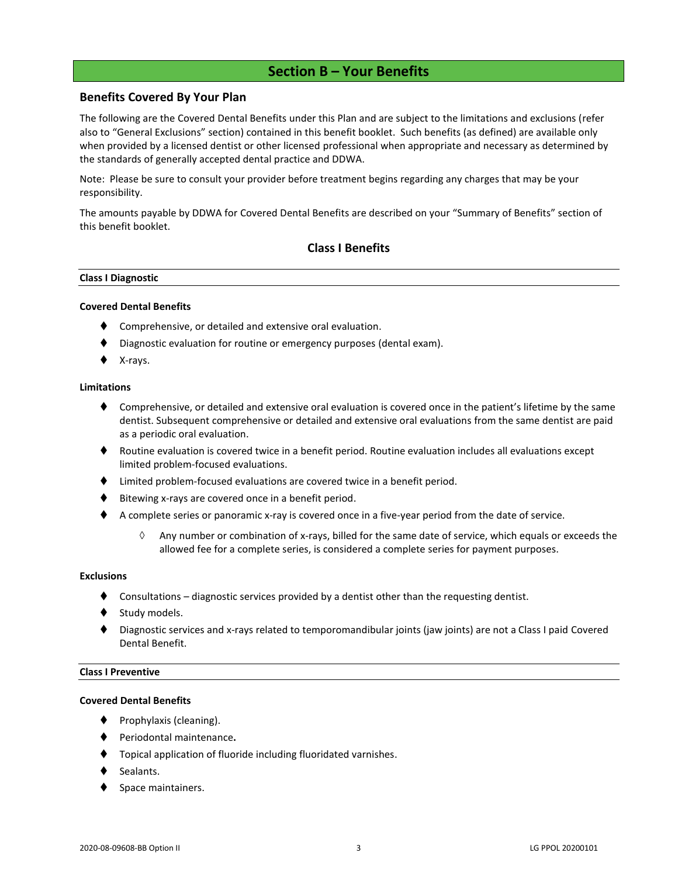# Section B – Your Benefits

## Benefits Covered By Your Plan

The following are the Covered Dental Benefits under this Plan and are subject to the limitations and exclusions (refer also to "General Exclusions" section) contained in this benefit booklet. Such benefits (as defined) are available only when provided by a licensed dentist or other licensed professional when appropriate and necessary as determined by the standards of generally accepted dental practice and DDWA.

Note: Please be sure to consult your provider before treatment begins regarding any charges that may be your responsibility.

The amounts payable by DDWA for Covered Dental Benefits are described on your "Summary of Benefits" section of this benefit booklet.

### Class I Benefits

#### Class I Diagnostic

**Covered Dental Benefits**

- Comprehensive, or detailed and extensive oral evaluation.
- Diagnostic evaluation for routine or emergency purposes (dental exam).
- X-rays.

**Limitations**

- Comprehensive, or detailed and extensive oral evaluation is covered once in the patient's lifetime by the same dentist. Subsequent comprehensive or detailed and extensive oral evaluations from the same dentist are paid as a periodic oral evaluation.
- Routine evaluation is covered twice in a benefit period. Routine evaluation includes all evaluations except limited problem-focused evaluations.
- Limited problem-focused evaluations are covered twice in a benefit period.
- Bitewing x-rays are covered once in a benefit period.
- A complete series or panoramic x-ray is covered once in a five-year period from the date of service.
  - Any number or combination of x-rays, billed for the same date of service, which equals or exceeds the allowed fee for a complete series, is considered a complete series for payment purposes.

**Exclusions**

- Consultations – diagnostic services provided by a dentist other than the requesting dentist.
- Study models.
- Diagnostic services and x-rays related to temporomandibular joints (jaw joints) are not a Class I paid Covered Dental Benefit.

#### Class I Preventive

**Covered Dental Benefits**

- Prophylaxis (cleaning).
- Periodontal maintenance**.**
- Topical application of fluoride including fluoridated varnishes.
- Sealants.
- Space maintainers.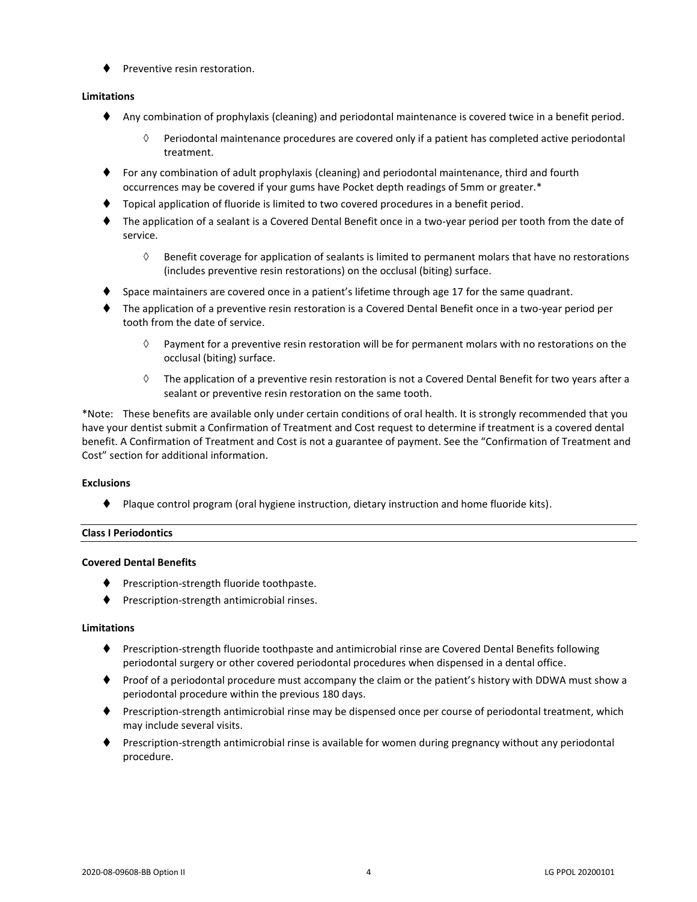- Preventive resin restoration.

**Limitations**

- Any combination of prophylaxis (cleaning) and periodontal maintenance is covered twice in a benefit period.
    - Periodontal maintenance procedures are covered only if a patient has completed active periodontal treatment.
- For any combination of adult prophylaxis (cleaning) and periodontal maintenance, third and fourth occurrences may be covered if your gums have Pocket depth readings of 5mm or greater.*
- Topical application of fluoride is limited to two covered procedures in a benefit period.
- The application of a sealant is a Covered Dental Benefit once in a two-year period per tooth from the date of service.
    - Benefit coverage for application of sealants is limited to permanent molars that have no restorations (includes preventive resin restorations) on the occlusal (biting) surface.
- Space maintainers are covered once in a patient's lifetime through age 17 for the same quadrant.
- The application of a preventive resin restoration is a Covered Dental Benefit once in a two-year period per tooth from the date of service.
    - Payment for a preventive resin restoration will be for permanent molars with no restorations on the occlusal (biting) surface.
    - The application of a preventive resin restoration is not a Covered Dental Benefit for two years after a sealant or preventive resin restoration on the same tooth.

*Note: These benefits are available only under certain conditions of oral health. It is strongly recommended that you have your dentist submit a Confirmation of Treatment and Cost request to determine if treatment is a covered dental benefit. A Confirmation of Treatment and Cost is not a guarantee of payment. See the "Confirmation of Treatment and Cost" section for additional information.

**Exclusions**

- Plaque control program (oral hygiene instruction, dietary instruction and home fluoride kits).

**Class I Periodontics**

**Covered Dental Benefits**

- Prescription-strength fluoride toothpaste.
- Prescription-strength antimicrobial rinses.

**Limitations**

- Prescription-strength fluoride toothpaste and antimicrobial rinse are Covered Dental Benefits following periodontal surgery or other covered periodontal procedures when dispensed in a dental office.
- Proof of a periodontal procedure must accompany the claim or the patient's history with DDWA must show a periodontal procedure within the previous 180 days.
- Prescription-strength antimicrobial rinse may be dispensed once per course of periodontal treatment, which may include several visits.
- Prescription-strength antimicrobial rinse is available for women during pregnancy without any periodontal procedure.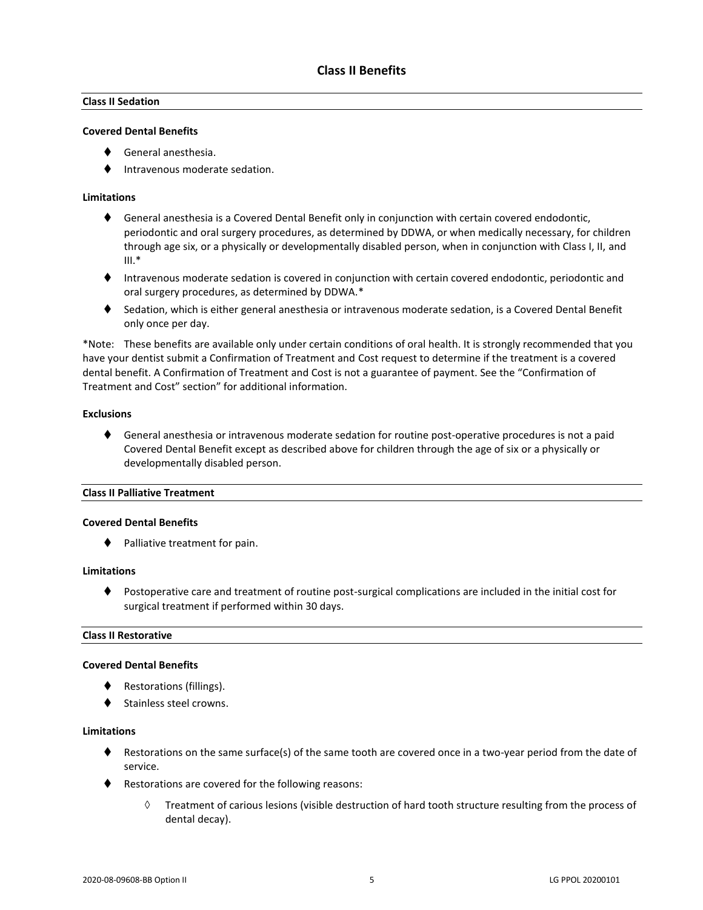## Class II Benefits

### Class II Sedation

**Covered Dental Benefits**

- General anesthesia.
- Intravenous moderate sedation.

**Limitations**

- General anesthesia is a Covered Dental Benefit only in conjunction with certain covered endodontic, periodontic and oral surgery procedures, as determined by DDWA, or when medically necessary, for children through age six, or a physically or developmentally disabled person, when in conjunction with Class I, II, and III.*
- Intravenous moderate sedation is covered in conjunction with certain covered endodontic, periodontic and oral surgery procedures, as determined by DDWA.*
- Sedation, which is either general anesthesia or intravenous moderate sedation, is a Covered Dental Benefit only once per day.

*Note: These benefits are available only under certain conditions of oral health. It is strongly recommended that you have your dentist submit a Confirmation of Treatment and Cost request to determine if the treatment is a covered dental benefit. A Confirmation of Treatment and Cost is not a guarantee of payment. See the "Confirmation of Treatment and Cost" section" for additional information.

**Exclusions**

- General anesthesia or intravenous moderate sedation for routine post-operative procedures is not a paid Covered Dental Benefit except as described above for children through the age of six or a physically or developmentally disabled person.

### Class II Palliative Treatment

**Covered Dental Benefits**

- Palliative treatment for pain.

**Limitations**

- Postoperative care and treatment of routine post-surgical complications are included in the initial cost for surgical treatment if performed within 30 days.

### Class II Restorative

**Covered Dental Benefits**

- Restorations (fillings).
- Stainless steel crowns.

**Limitations**

- Restorations on the same surface(s) of the same tooth are covered once in a two-year period from the date of service.
- Restorations are covered for the following reasons:
  - Treatment of carious lesions (visible destruction of hard tooth structure resulting from the process of dental decay).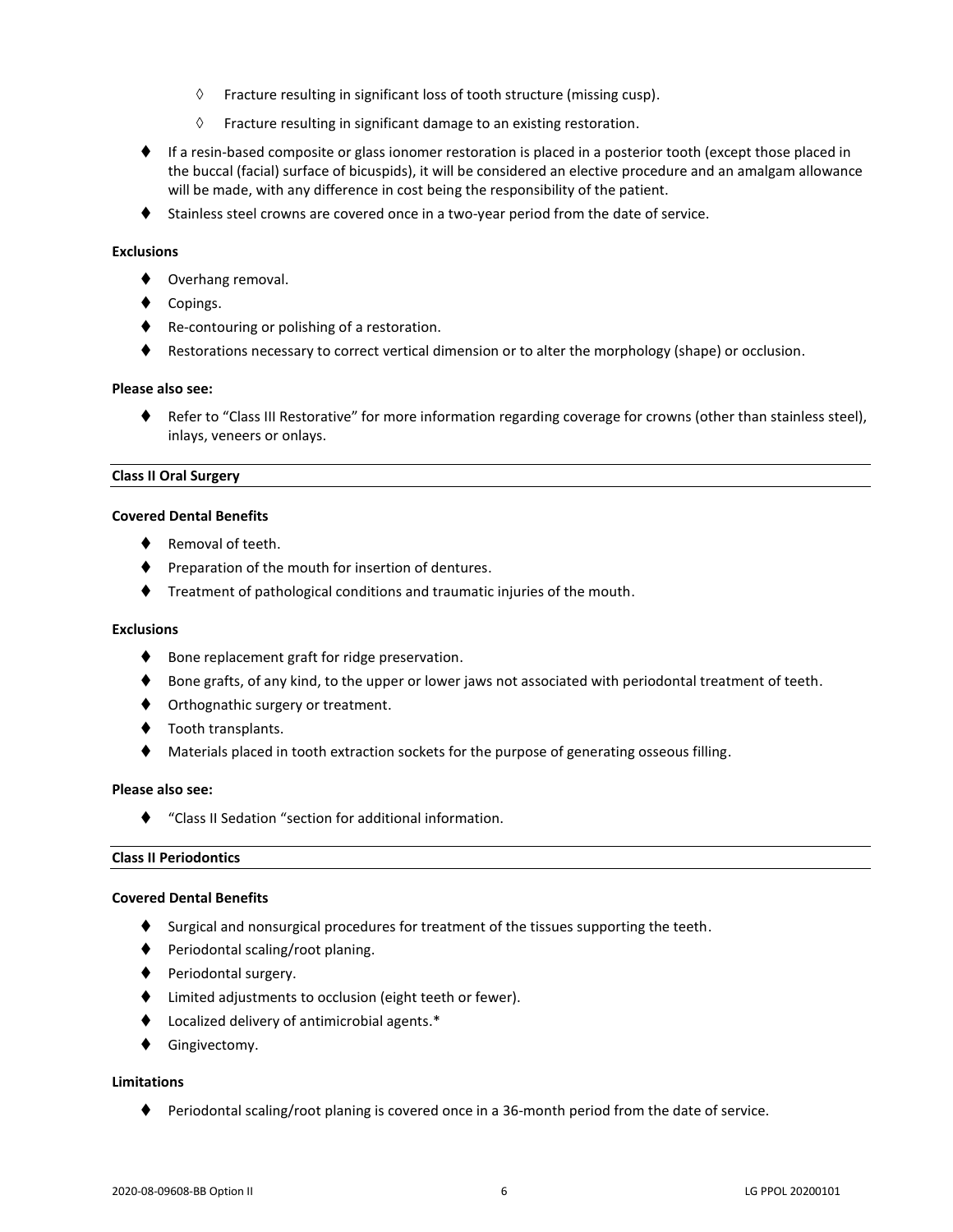- Fracture resulting in significant loss of tooth structure (missing cusp).
    - Fracture resulting in significant damage to an existing restoration.
- If a resin-based composite or glass ionomer restoration is placed in a posterior tooth (except those placed in the buccal (facial) surface of bicuspids), it will be considered an elective procedure and an amalgam allowance will be made, with any difference in cost being the responsibility of the patient.
- Stainless steel crowns are covered once in a two-year period from the date of service.

**Exclusions**

- Overhang removal.
- Copings.
- Re-contouring or polishing of a restoration.
- Restorations necessary to correct vertical dimension or to alter the morphology (shape) or occlusion.

**Please also see:**

- Refer to "Class III Restorative" for more information regarding coverage for crowns (other than stainless steel), inlays, veneers or onlays.

### Class II Oral Surgery

**Covered Dental Benefits**

- Removal of teeth.
- Preparation of the mouth for insertion of dentures.
- Treatment of pathological conditions and traumatic injuries of the mouth.

**Exclusions**

- Bone replacement graft for ridge preservation.
- Bone grafts, of any kind, to the upper or lower jaws not associated with periodontal treatment of teeth.
- Orthognathic surgery or treatment.
- Tooth transplants.
- Materials placed in tooth extraction sockets for the purpose of generating osseous filling.

**Please also see:**

- "Class II Sedation "section for additional information.

### Class II Periodontics

**Covered Dental Benefits**

- Surgical and nonsurgical procedures for treatment of the tissues supporting the teeth.
- Periodontal scaling/root planing.
- Periodontal surgery.
- Limited adjustments to occlusion (eight teeth or fewer).
- Localized delivery of antimicrobial agents.*
- Gingivectomy.

**Limitations**

- Periodontal scaling/root planing is covered once in a 36-month period from the date of service.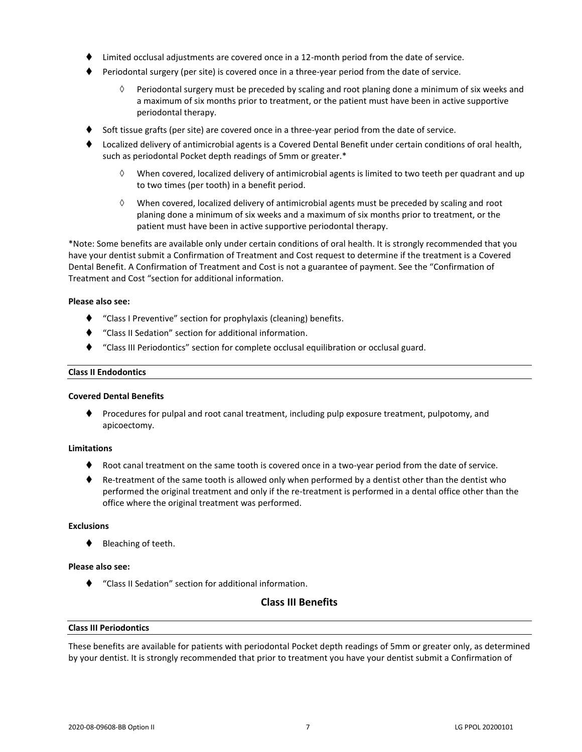- Limited occlusal adjustments are covered once in a 12-month period from the date of service.
- Periodontal surgery (per site) is covered once in a three-year period from the date of service.
  - Periodontal surgery must be preceded by scaling and root planing done a minimum of six weeks and a maximum of six months prior to treatment, or the patient must have been in active supportive periodontal therapy.
- Soft tissue grafts (per site) are covered once in a three-year period from the date of service.
- Localized delivery of antimicrobial agents is a Covered Dental Benefit under certain conditions of oral health, such as periodontal Pocket depth readings of 5mm or greater.*
  - When covered, localized delivery of antimicrobial agents is limited to two teeth per quadrant and up to two times (per tooth) in a benefit period.
  - When covered, localized delivery of antimicrobial agents must be preceded by scaling and root planing done a minimum of six weeks and a maximum of six months prior to treatment, or the patient must have been in active supportive periodontal therapy.

*Note: Some benefits are available only under certain conditions of oral health. It is strongly recommended that you have your dentist submit a Confirmation of Treatment and Cost request to determine if the treatment is a Covered Dental Benefit. A Confirmation of Treatment and Cost is not a guarantee of payment. See the "Confirmation of Treatment and Cost "section for additional information.

**Please also see:**

- "Class I Preventive" section for prophylaxis (cleaning) benefits.
- "Class II Sedation" section for additional information.
- "Class III Periodontics" section for complete occlusal equilibration or occlusal guard.

#### Class II Endodontics

**Covered Dental Benefits**

- Procedures for pulpal and root canal treatment, including pulp exposure treatment, pulpotomy, and apicoectomy.

**Limitations**

- Root canal treatment on the same tooth is covered once in a two-year period from the date of service.
- Re-treatment of the same tooth is allowed only when performed by a dentist other than the dentist who performed the original treatment and only if the re-treatment is performed in a dental office other than the office where the original treatment was performed.

**Exclusions**

- Bleaching of teeth.

**Please also see:**

- "Class II Sedation" section for additional information.

## Class III Benefits

#### Class III Periodontics

These benefits are available for patients with periodontal Pocket depth readings of 5mm or greater only, as determined by your dentist. It is strongly recommended that prior to treatment you have your dentist submit a Confirmation of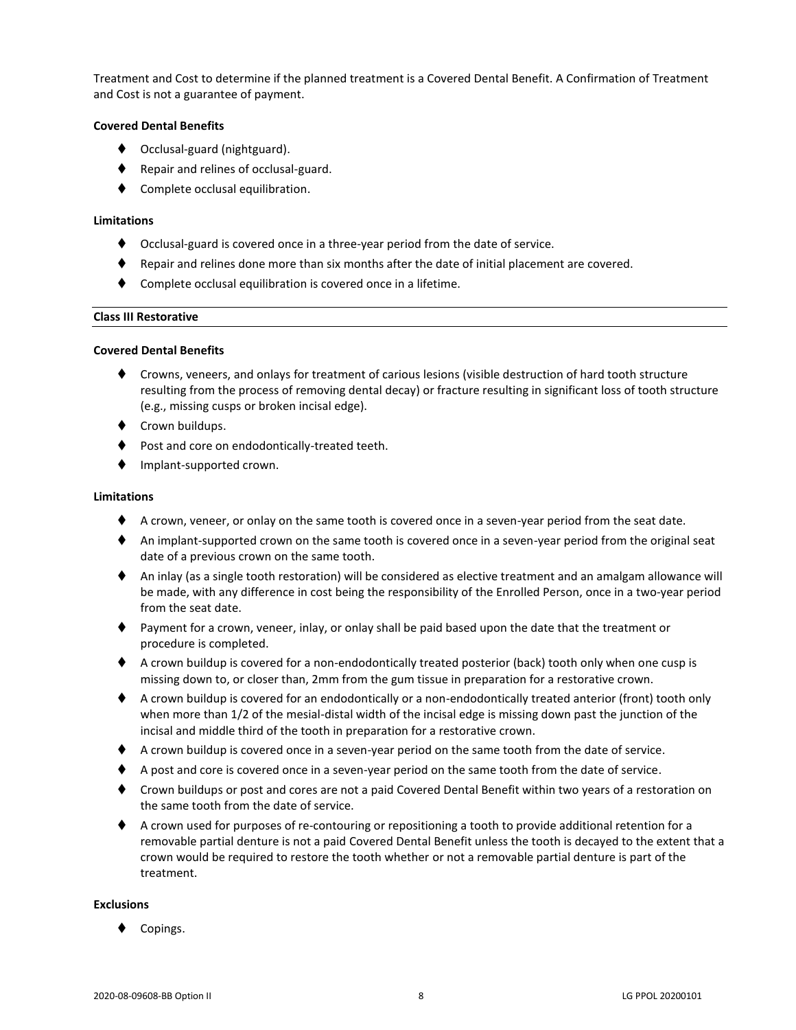Treatment and Cost to determine if the planned treatment is a Covered Dental Benefit. A Confirmation of Treatment and Cost is not a guarantee of payment.

**Covered Dental Benefits**

- Occlusal-guard (nightguard).
- Repair and relines of occlusal-guard.
- Complete occlusal equilibration.

**Limitations**

- Occlusal-guard is covered once in a three-year period from the date of service.
- Repair and relines done more than six months after the date of initial placement are covered.
- Complete occlusal equilibration is covered once in a lifetime.

### Class III Restorative

**Covered Dental Benefits**

- Crowns, veneers, and onlays for treatment of carious lesions (visible destruction of hard tooth structure resulting from the process of removing dental decay) or fracture resulting in significant loss of tooth structure (e.g., missing cusps or broken incisal edge).
- Crown buildups.
- Post and core on endodontically-treated teeth.
- Implant-supported crown.

**Limitations**

- A crown, veneer, or onlay on the same tooth is covered once in a seven-year period from the seat date.
- An implant-supported crown on the same tooth is covered once in a seven-year period from the original seat date of a previous crown on the same tooth.
- An inlay (as a single tooth restoration) will be considered as elective treatment and an amalgam allowance will be made, with any difference in cost being the responsibility of the Enrolled Person, once in a two-year period from the seat date.
- Payment for a crown, veneer, inlay, or onlay shall be paid based upon the date that the treatment or procedure is completed.
- A crown buildup is covered for a non-endodontically treated posterior (back) tooth only when one cusp is missing down to, or closer than, 2mm from the gum tissue in preparation for a restorative crown.
- A crown buildup is covered for an endodontically or a non-endodontically treated anterior (front) tooth only when more than 1/2 of the mesial-distal width of the incisal edge is missing down past the junction of the incisal and middle third of the tooth in preparation for a restorative crown.
- A crown buildup is covered once in a seven-year period on the same tooth from the date of service.
- A post and core is covered once in a seven-year period on the same tooth from the date of service.
- Crown buildups or post and cores are not a paid Covered Dental Benefit within two years of a restoration on the same tooth from the date of service.
- A crown used for purposes of re-contouring or repositioning a tooth to provide additional retention for a removable partial denture is not a paid Covered Dental Benefit unless the tooth is decayed to the extent that a crown would be required to restore the tooth whether or not a removable partial denture is part of the treatment.

**Exclusions**

- Copings.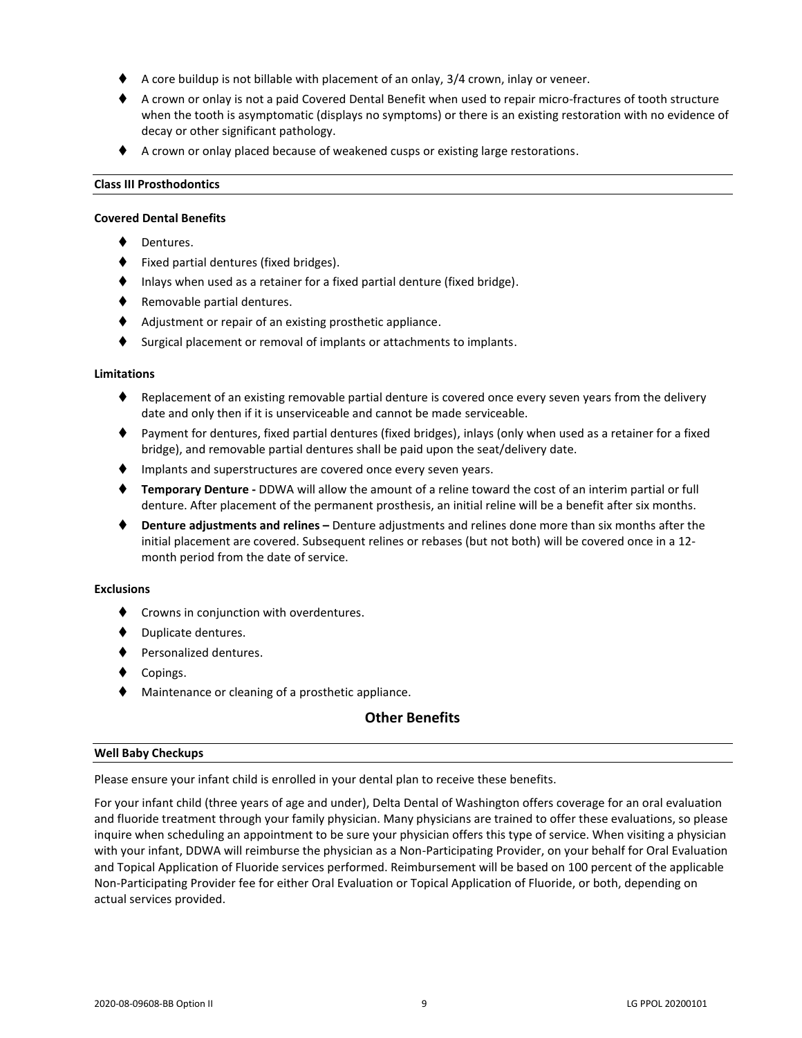- A core buildup is not billable with placement of an onlay, 3/4 crown, inlay or veneer.
- A crown or onlay is not a paid Covered Dental Benefit when used to repair micro-fractures of tooth structure when the tooth is asymptomatic (displays no symptoms) or there is an existing restoration with no evidence of decay or other significant pathology.
- A crown or onlay placed because of weakened cusps or existing large restorations.

#### Class III Prosthodontics

**Covered Dental Benefits**

- Dentures.
- Fixed partial dentures (fixed bridges).
- Inlays when used as a retainer for a fixed partial denture (fixed bridge).
- Removable partial dentures.
- Adjustment or repair of an existing prosthetic appliance.
- Surgical placement or removal of implants or attachments to implants.

**Limitations**

- Replacement of an existing removable partial denture is covered once every seven years from the delivery date and only then if it is unserviceable and cannot be made serviceable.
- Payment for dentures, fixed partial dentures (fixed bridges), inlays (only when used as a retainer for a fixed bridge), and removable partial dentures shall be paid upon the seat/delivery date.
- Implants and superstructures are covered once every seven years.
- **Temporary Denture -** DDWA will allow the amount of a reline toward the cost of an interim partial or full denture. After placement of the permanent prosthesis, an initial reline will be a benefit after six months.
- **Denture adjustments and relines –** Denture adjustments and relines done more than six months after the initial placement are covered. Subsequent relines or rebases (but not both) will be covered once in a 12-month period from the date of service.

**Exclusions**

- Crowns in conjunction with overdentures.
- Duplicate dentures.
- Personalized dentures.
- Copings.
- Maintenance or cleaning of a prosthetic appliance.

## Other Benefits

#### Well Baby Checkups

Please ensure your infant child is enrolled in your dental plan to receive these benefits.

For your infant child (three years of age and under), Delta Dental of Washington offers coverage for an oral evaluation and fluoride treatment through your family physician. Many physicians are trained to offer these evaluations, so please inquire when scheduling an appointment to be sure your physician offers this type of service. When visiting a physician with your infant, DDWA will reimburse the physician as a Non-Participating Provider, on your behalf for Oral Evaluation and Topical Application of Fluoride services performed. Reimbursement will be based on 100 percent of the applicable Non-Participating Provider fee for either Oral Evaluation or Topical Application of Fluoride, or both, depending on actual services provided.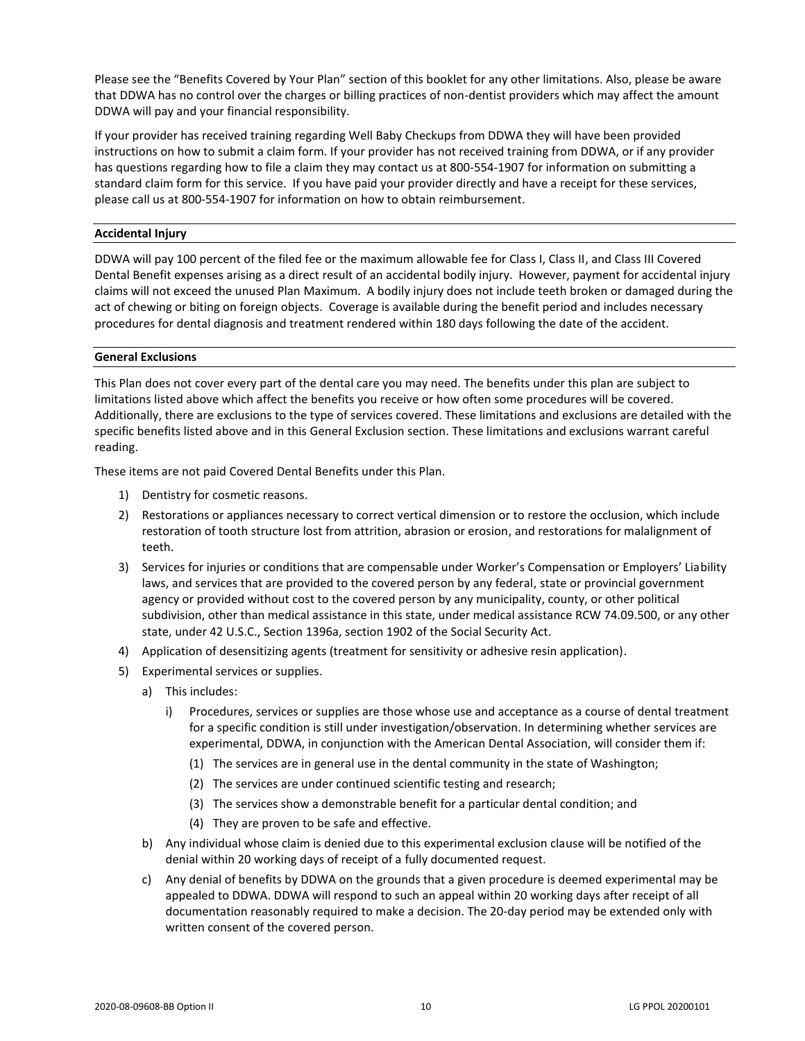Please see the "Benefits Covered by Your Plan" section of this booklet for any other limitations. Also, please be aware that DDWA has no control over the charges or billing practices of non-dentist providers which may affect the amount DDWA will pay and your financial responsibility.

If your provider has received training regarding Well Baby Checkups from DDWA they will have been provided instructions on how to submit a claim form. If your provider has not received training from DDWA, or if any provider has questions regarding how to file a claim they may contact us at 800-554-1907 for information on submitting a standard claim form for this service. If you have paid your provider directly and have a receipt for these services, please call us at 800-554-1907 for information on how to obtain reimbursement.

## Accidental Injury

DDWA will pay 100 percent of the filed fee or the maximum allowable fee for Class I, Class II, and Class III Covered Dental Benefit expenses arising as a direct result of an accidental bodily injury. However, payment for accidental injury claims will not exceed the unused Plan Maximum. A bodily injury does not include teeth broken or damaged during the act of chewing or biting on foreign objects. Coverage is available during the benefit period and includes necessary procedures for dental diagnosis and treatment rendered within 180 days following the date of the accident.

## General Exclusions

This Plan does not cover every part of the dental care you may need. The benefits under this plan are subject to limitations listed above which affect the benefits you receive or how often some procedures will be covered. Additionally, there are exclusions to the type of services covered. These limitations and exclusions are detailed with the specific benefits listed above and in this General Exclusion section. These limitations and exclusions warrant careful reading.

These items are not paid Covered Dental Benefits under this Plan.

1) Dentistry for cosmetic reasons.
2) Restorations or appliances necessary to correct vertical dimension or to restore the occlusion, which include restoration of tooth structure lost from attrition, abrasion or erosion, and restorations for malalignment of teeth.
3) Services for injuries or conditions that are compensable under Worker's Compensation or Employers' Liability laws, and services that are provided to the covered person by any federal, state or provincial government agency or provided without cost to the covered person by any municipality, county, or other political subdivision, other than medical assistance in this state, under medical assistance RCW 74.09.500, or any other state, under 42 U.S.C., Section 1396a, section 1902 of the Social Security Act.
4) Application of desensitizing agents (treatment for sensitivity or adhesive resin application).
5) Experimental services or supplies.
   a) This includes:
      i) Procedures, services or supplies are those whose use and acceptance as a course of dental treatment for a specific condition is still under investigation/observation. In determining whether services are experimental, DDWA, in conjunction with the American Dental Association, will consider them if:
         (1) The services are in general use in the dental community in the state of Washington;
         (2) The services are under continued scientific testing and research;
         (3) The services show a demonstrable benefit for a particular dental condition; and
         (4) They are proven to be safe and effective.
   b) Any individual whose claim is denied due to this experimental exclusion clause will be notified of the denial within 20 working days of receipt of a fully documented request.
   c) Any denial of benefits by DDWA on the grounds that a given procedure is deemed experimental may be appealed to DDWA. DDWA will respond to such an appeal within 20 working days after receipt of all documentation reasonably required to make a decision. The 20-day period may be extended only with written consent of the covered person.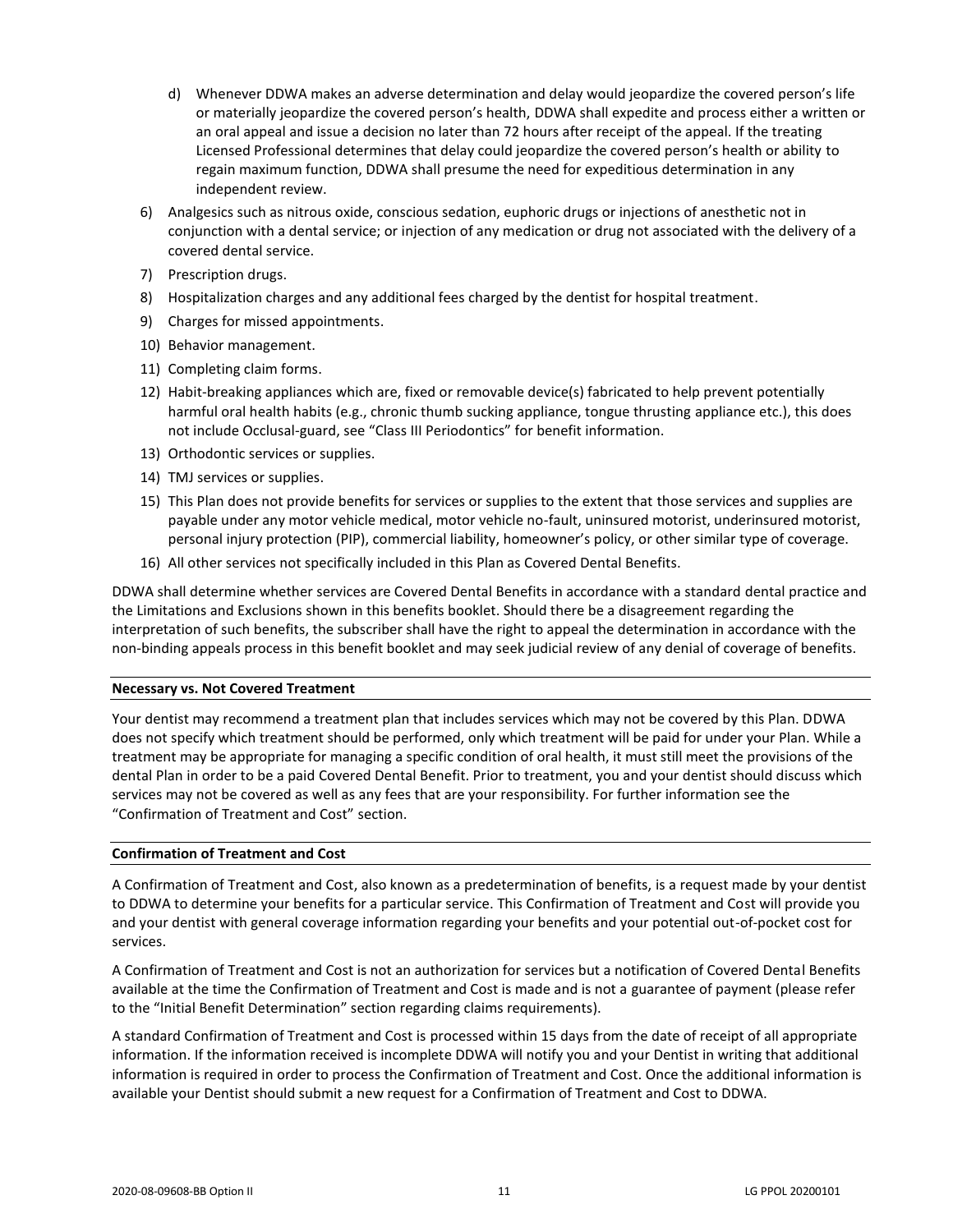d) Whenever DDWA makes an adverse determination and delay would jeopardize the covered person's life or materially jeopardize the covered person's health, DDWA shall expedite and process either a written or an oral appeal and issue a decision no later than 72 hours after receipt of the appeal. If the treating Licensed Professional determines that delay could jeopardize the covered person's health or ability to regain maximum function, DDWA shall presume the need for expeditious determination in any independent review.

6) Analgesics such as nitrous oxide, conscious sedation, euphoric drugs or injections of anesthetic not in conjunction with a dental service; or injection of any medication or drug not associated with the delivery of a covered dental service.
7) Prescription drugs.
8) Hospitalization charges and any additional fees charged by the dentist for hospital treatment.
9) Charges for missed appointments.
10) Behavior management.
11) Completing claim forms.
12) Habit-breaking appliances which are, fixed or removable device(s) fabricated to help prevent potentially harmful oral health habits (e.g., chronic thumb sucking appliance, tongue thrusting appliance etc.), this does not include Occlusal-guard, see "Class III Periodontics" for benefit information.
13) Orthodontic services or supplies.
14) TMJ services or supplies.
15) This Plan does not provide benefits for services or supplies to the extent that those services and supplies are payable under any motor vehicle medical, motor vehicle no-fault, uninsured motorist, underinsured motorist, personal injury protection (PIP), commercial liability, homeowner's policy, or other similar type of coverage.
16) All other services not specifically included in this Plan as Covered Dental Benefits.

DDWA shall determine whether services are Covered Dental Benefits in accordance with a standard dental practice and the Limitations and Exclusions shown in this benefits booklet. Should there be a disagreement regarding the interpretation of such benefits, the subscriber shall have the right to appeal the determination in accordance with the non-binding appeals process in this benefit booklet and may seek judicial review of any denial of coverage of benefits.

**Necessary vs. Not Covered Treatment**

Your dentist may recommend a treatment plan that includes services which may not be covered by this Plan. DDWA does not specify which treatment should be performed, only which treatment will be paid for under your Plan. While a treatment may be appropriate for managing a specific condition of oral health, it must still meet the provisions of the dental Plan in order to be a paid Covered Dental Benefit. Prior to treatment, you and your dentist should discuss which services may not be covered as well as any fees that are your responsibility. For further information see the "Confirmation of Treatment and Cost" section.

**Confirmation of Treatment and Cost**

A Confirmation of Treatment and Cost, also known as a predetermination of benefits, is a request made by your dentist to DDWA to determine your benefits for a particular service. This Confirmation of Treatment and Cost will provide you and your dentist with general coverage information regarding your benefits and your potential out-of-pocket cost for services.

A Confirmation of Treatment and Cost is not an authorization for services but a notification of Covered Dental Benefits available at the time the Confirmation of Treatment and Cost is made and is not a guarantee of payment (please refer to the "Initial Benefit Determination" section regarding claims requirements).

A standard Confirmation of Treatment and Cost is processed within 15 days from the date of receipt of all appropriate information. If the information received is incomplete DDWA will notify you and your Dentist in writing that additional information is required in order to process the Confirmation of Treatment and Cost. Once the additional information is available your Dentist should submit a new request for a Confirmation of Treatment and Cost to DDWA.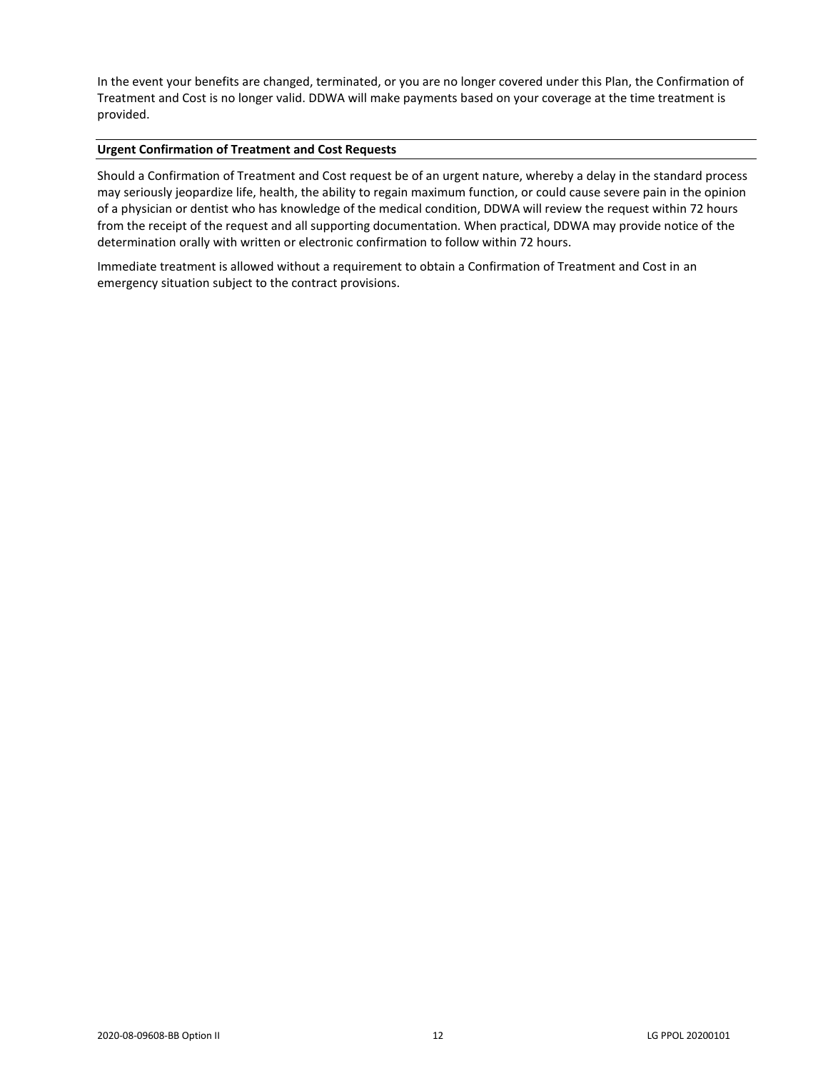In the event your benefits are changed, terminated, or you are no longer covered under this Plan, the Confirmation of Treatment and Cost is no longer valid. DDWA will make payments based on your coverage at the time treatment is provided.

#### Urgent Confirmation of Treatment and Cost Requests

Should a Confirmation of Treatment and Cost request be of an urgent nature, whereby a delay in the standard process may seriously jeopardize life, health, the ability to regain maximum function, or could cause severe pain in the opinion of a physician or dentist who has knowledge of the medical condition, DDWA will review the request within 72 hours from the receipt of the request and all supporting documentation. When practical, DDWA may provide notice of the determination orally with written or electronic confirmation to follow within 72 hours.

Immediate treatment is allowed without a requirement to obtain a Confirmation of Treatment and Cost in an emergency situation subject to the contract provisions.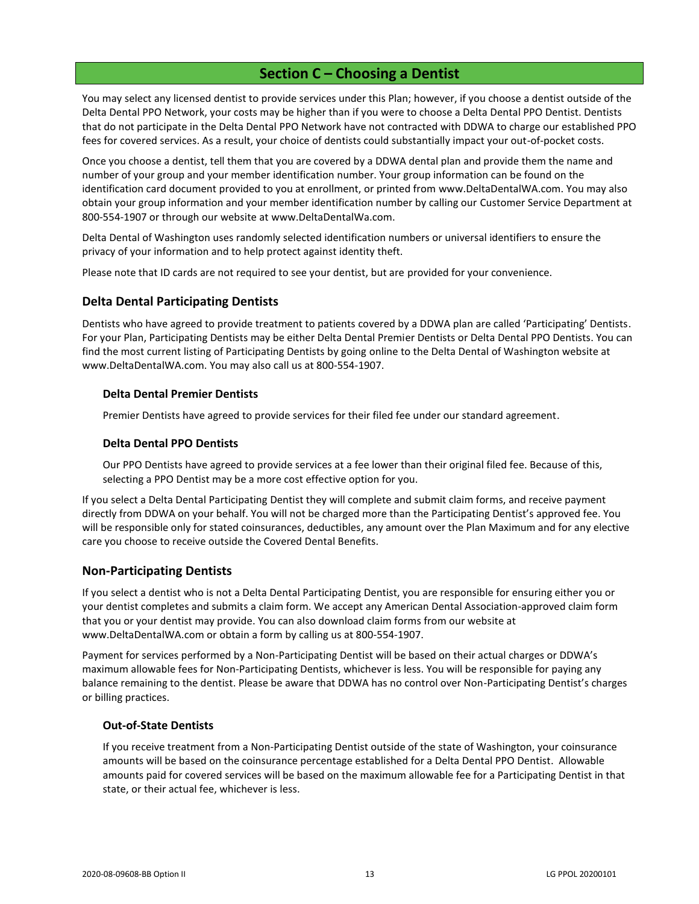# Section C – Choosing a Dentist

You may select any licensed dentist to provide services under this Plan; however, if you choose a dentist outside of the Delta Dental PPO Network, your costs may be higher than if you were to choose a Delta Dental PPO Dentist. Dentists that do not participate in the Delta Dental PPO Network have not contracted with DDWA to charge our established PPO fees for covered services. As a result, your choice of dentists could substantially impact your out-of-pocket costs.

Once you choose a dentist, tell them that you are covered by a DDWA dental plan and provide them the name and number of your group and your member identification number. Your group information can be found on the identification card document provided to you at enrollment, or printed from www.DeltaDentalWA.com. You may also obtain your group information and your member identification number by calling our Customer Service Department at 800-554-1907 or through our website at www.DeltaDentalWa.com.

Delta Dental of Washington uses randomly selected identification numbers or universal identifiers to ensure the privacy of your information and to help protect against identity theft.

Please note that ID cards are not required to see your dentist, but are provided for your convenience.

## Delta Dental Participating Dentists

Dentists who have agreed to provide treatment to patients covered by a DDWA plan are called 'Participating' Dentists. For your Plan, Participating Dentists may be either Delta Dental Premier Dentists or Delta Dental PPO Dentists. You can find the most current listing of Participating Dentists by going online to the Delta Dental of Washington website at www.DeltaDentalWA.com. You may also call us at 800-554-1907.

### Delta Dental Premier Dentists

Premier Dentists have agreed to provide services for their filed fee under our standard agreement.

### Delta Dental PPO Dentists

Our PPO Dentists have agreed to provide services at a fee lower than their original filed fee. Because of this, selecting a PPO Dentist may be a more cost effective option for you.

If you select a Delta Dental Participating Dentist they will complete and submit claim forms, and receive payment directly from DDWA on your behalf. You will not be charged more than the Participating Dentist's approved fee. You will be responsible only for stated coinsurances, deductibles, any amount over the Plan Maximum and for any elective care you choose to receive outside the Covered Dental Benefits.

## Non-Participating Dentists

If you select a dentist who is not a Delta Dental Participating Dentist, you are responsible for ensuring either you or your dentist completes and submits a claim form. We accept any American Dental Association-approved claim form that you or your dentist may provide. You can also download claim forms from our website at www.DeltaDentalWA.com or obtain a form by calling us at 800-554-1907.

Payment for services performed by a Non-Participating Dentist will be based on their actual charges or DDWA's maximum allowable fees for Non-Participating Dentists, whichever is less. You will be responsible for paying any balance remaining to the dentist. Please be aware that DDWA has no control over Non-Participating Dentist's charges or billing practices.

### Out-of-State Dentists

If you receive treatment from a Non-Participating Dentist outside of the state of Washington, your coinsurance amounts will be based on the coinsurance percentage established for a Delta Dental PPO Dentist. Allowable amounts paid for covered services will be based on the maximum allowable fee for a Participating Dentist in that state, or their actual fee, whichever is less.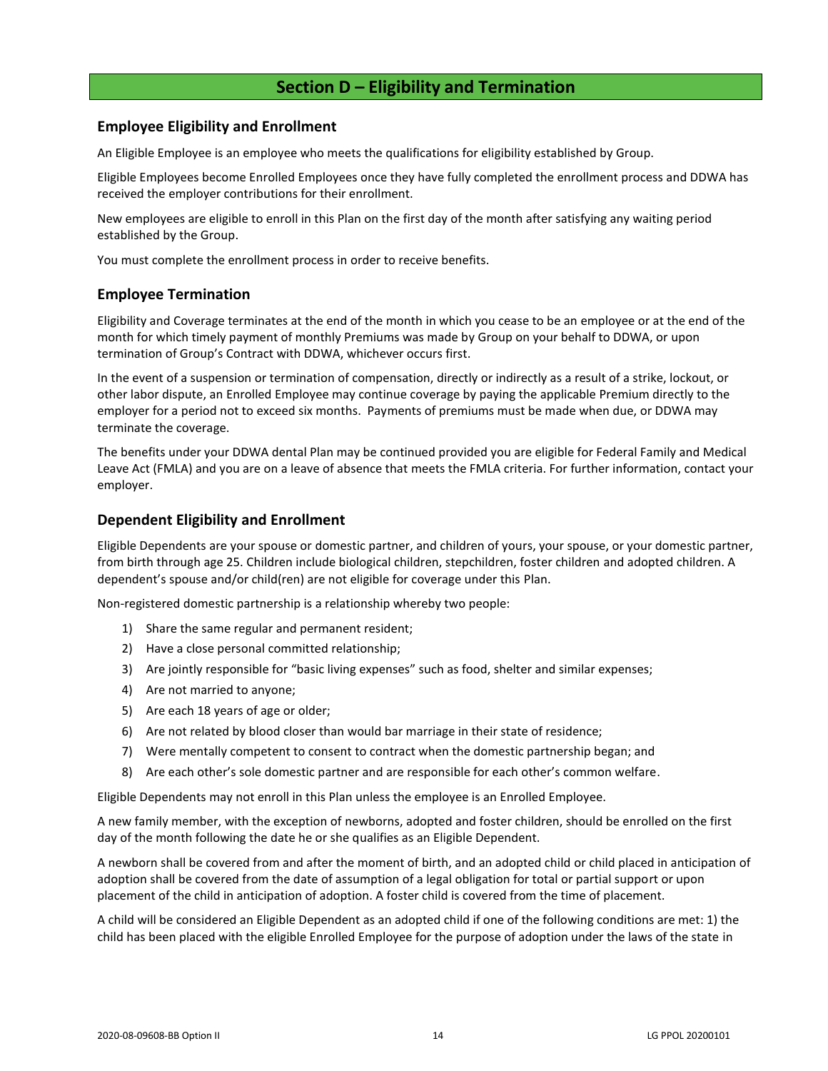# Section D – Eligibility and Termination

## Employee Eligibility and Enrollment

An Eligible Employee is an employee who meets the qualifications for eligibility established by Group.

Eligible Employees become Enrolled Employees once they have fully completed the enrollment process and DDWA has received the employer contributions for their enrollment.

New employees are eligible to enroll in this Plan on the first day of the month after satisfying any waiting period established by the Group.

You must complete the enrollment process in order to receive benefits.

## Employee Termination

Eligibility and Coverage terminates at the end of the month in which you cease to be an employee or at the end of the month for which timely payment of monthly Premiums was made by Group on your behalf to DDWA, or upon termination of Group's Contract with DDWA, whichever occurs first.

In the event of a suspension or termination of compensation, directly or indirectly as a result of a strike, lockout, or other labor dispute, an Enrolled Employee may continue coverage by paying the applicable Premium directly to the employer for a period not to exceed six months. Payments of premiums must be made when due, or DDWA may terminate the coverage.

The benefits under your DDWA dental Plan may be continued provided you are eligible for Federal Family and Medical Leave Act (FMLA) and you are on a leave of absence that meets the FMLA criteria. For further information, contact your employer.

## Dependent Eligibility and Enrollment

Eligible Dependents are your spouse or domestic partner, and children of yours, your spouse, or your domestic partner, from birth through age 25. Children include biological children, stepchildren, foster children and adopted children. A dependent's spouse and/or child(ren) are not eligible for coverage under this Plan.

Non-registered domestic partnership is a relationship whereby two people:

1) Share the same regular and permanent resident;
2) Have a close personal committed relationship;
3) Are jointly responsible for "basic living expenses" such as food, shelter and similar expenses;
4) Are not married to anyone;
5) Are each 18 years of age or older;
6) Are not related by blood closer than would bar marriage in their state of residence;
7) Were mentally competent to consent to contract when the domestic partnership began; and
8) Are each other's sole domestic partner and are responsible for each other's common welfare.

Eligible Dependents may not enroll in this Plan unless the employee is an Enrolled Employee.

A new family member, with the exception of newborns, adopted and foster children, should be enrolled on the first day of the month following the date he or she qualifies as an Eligible Dependent.

A newborn shall be covered from and after the moment of birth, and an adopted child or child placed in anticipation of adoption shall be covered from the date of assumption of a legal obligation for total or partial support or upon placement of the child in anticipation of adoption. A foster child is covered from the time of placement.

A child will be considered an Eligible Dependent as an adopted child if one of the following conditions are met: 1) the child has been placed with the eligible Enrolled Employee for the purpose of adoption under the laws of the state in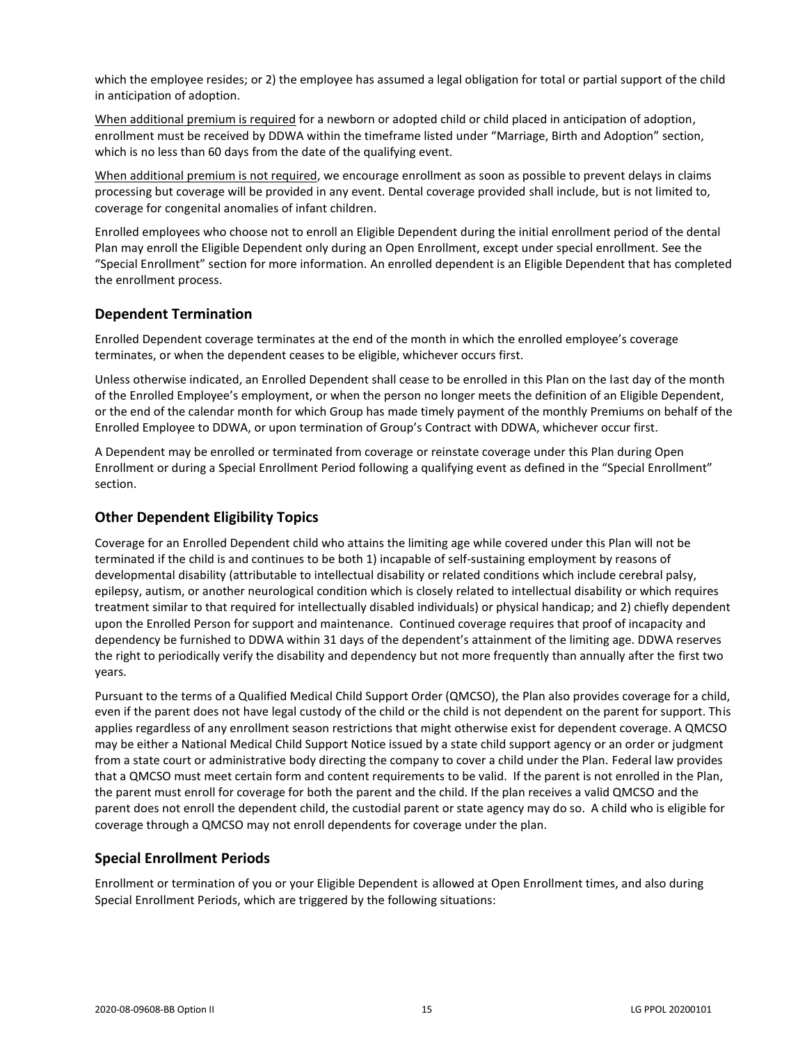which the employee resides; or 2) the employee has assumed a legal obligation for total or partial support of the child in anticipation of adoption.

<u>When additional premium is required</u> for a newborn or adopted child or child placed in anticipation of adoption, enrollment must be received by DDWA within the timeframe listed under "Marriage, Birth and Adoption" section, which is no less than 60 days from the date of the qualifying event.

<u>When additional premium is not required</u>, we encourage enrollment as soon as possible to prevent delays in claims processing but coverage will be provided in any event. Dental coverage provided shall include, but is not limited to, coverage for congenital anomalies of infant children.

Enrolled employees who choose not to enroll an Eligible Dependent during the initial enrollment period of the dental Plan may enroll the Eligible Dependent only during an Open Enrollment, except under special enrollment. See the "Special Enrollment" section for more information. An enrolled dependent is an Eligible Dependent that has completed the enrollment process.

## Dependent Termination

Enrolled Dependent coverage terminates at the end of the month in which the enrolled employee's coverage terminates, or when the dependent ceases to be eligible, whichever occurs first.

Unless otherwise indicated, an Enrolled Dependent shall cease to be enrolled in this Plan on the last day of the month of the Enrolled Employee's employment, or when the person no longer meets the definition of an Eligible Dependent, or the end of the calendar month for which Group has made timely payment of the monthly Premiums on behalf of the Enrolled Employee to DDWA, or upon termination of Group's Contract with DDWA, whichever occur first.

A Dependent may be enrolled or terminated from coverage or reinstate coverage under this Plan during Open Enrollment or during a Special Enrollment Period following a qualifying event as defined in the "Special Enrollment" section.

## Other Dependent Eligibility Topics

Coverage for an Enrolled Dependent child who attains the limiting age while covered under this Plan will not be terminated if the child is and continues to be both 1) incapable of self-sustaining employment by reasons of developmental disability (attributable to intellectual disability or related conditions which include cerebral palsy, epilepsy, autism, or another neurological condition which is closely related to intellectual disability or which requires treatment similar to that required for intellectually disabled individuals) or physical handicap; and 2) chiefly dependent upon the Enrolled Person for support and maintenance. Continued coverage requires that proof of incapacity and dependency be furnished to DDWA within 31 days of the dependent's attainment of the limiting age. DDWA reserves the right to periodically verify the disability and dependency but not more frequently than annually after the first two years.

Pursuant to the terms of a Qualified Medical Child Support Order (QMCSO), the Plan also provides coverage for a child, even if the parent does not have legal custody of the child or the child is not dependent on the parent for support. This applies regardless of any enrollment season restrictions that might otherwise exist for dependent coverage. A QMCSO may be either a National Medical Child Support Notice issued by a state child support agency or an order or judgment from a state court or administrative body directing the company to cover a child under the Plan. Federal law provides that a QMCSO must meet certain form and content requirements to be valid. If the parent is not enrolled in the Plan, the parent must enroll for coverage for both the parent and the child. If the plan receives a valid QMCSO and the parent does not enroll the dependent child, the custodial parent or state agency may do so. A child who is eligible for coverage through a QMCSO may not enroll dependents for coverage under the plan.

## Special Enrollment Periods

Enrollment or termination of you or your Eligible Dependent is allowed at Open Enrollment times, and also during Special Enrollment Periods, which are triggered by the following situations: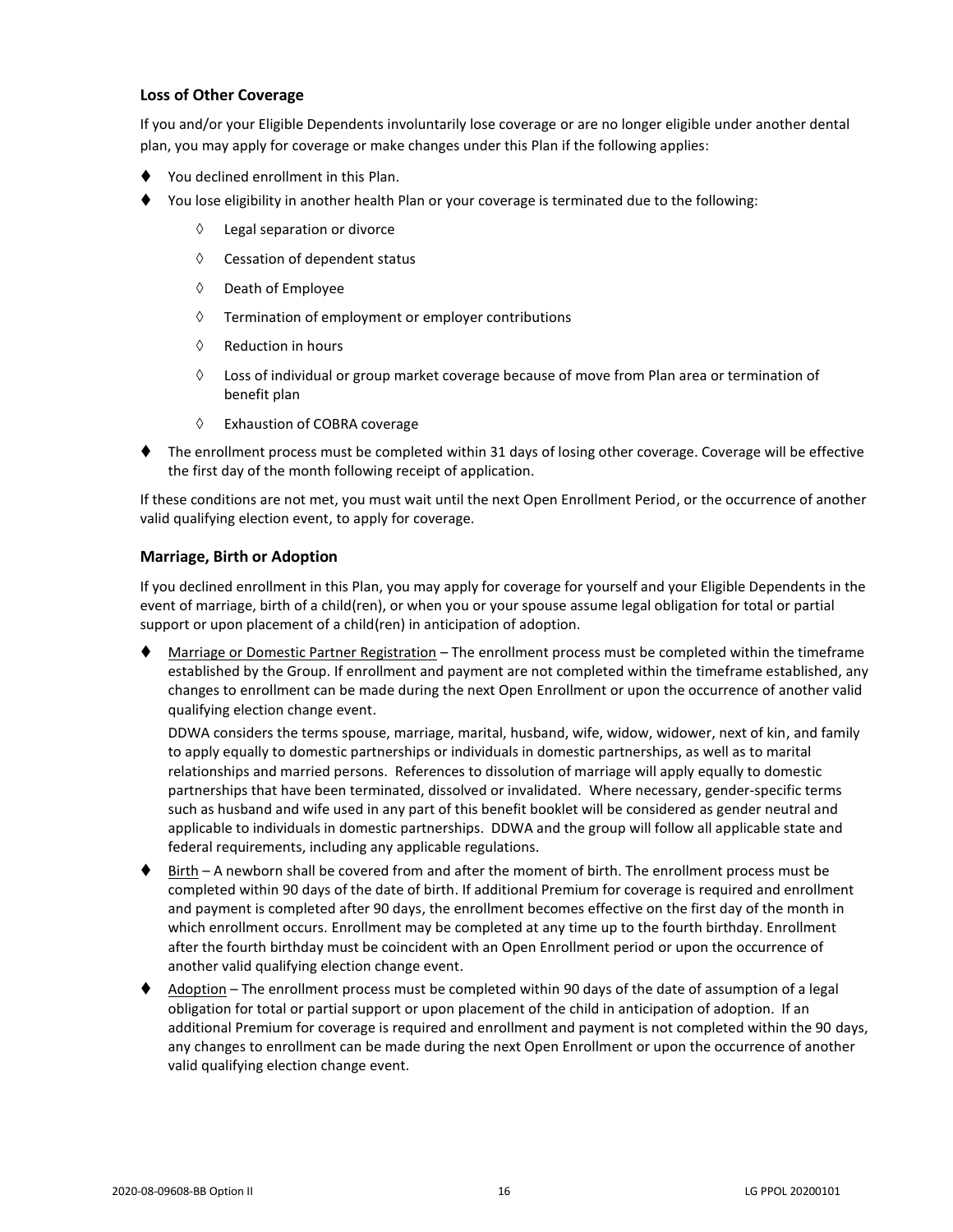### Loss of Other Coverage

If you and/or your Eligible Dependents involuntarily lose coverage or are no longer eligible under another dental plan, you may apply for coverage or make changes under this Plan if the following applies:

- You declined enrollment in this Plan.
- You lose eligibility in another health Plan or your coverage is terminated due to the following:
  - Legal separation or divorce
  - Cessation of dependent status
  - Death of Employee
  - Termination of employment or employer contributions
  - Reduction in hours
  - Loss of individual or group market coverage because of move from Plan area or termination of benefit plan
  - Exhaustion of COBRA coverage
- The enrollment process must be completed within 31 days of losing other coverage. Coverage will be effective the first day of the month following receipt of application.

If these conditions are not met, you must wait until the next Open Enrollment Period, or the occurrence of another valid qualifying election event, to apply for coverage.

### Marriage, Birth or Adoption

If you declined enrollment in this Plan, you may apply for coverage for yourself and your Eligible Dependents in the event of marriage, birth of a child(ren), or when you or your spouse assume legal obligation for total or partial support or upon placement of a child(ren) in anticipation of adoption.

- Marriage or Domestic Partner Registration – The enrollment process must be completed within the timeframe established by the Group. If enrollment and payment are not completed within the timeframe established, any changes to enrollment can be made during the next Open Enrollment or upon the occurrence of another valid qualifying election change event.

  DDWA considers the terms spouse, marriage, marital, husband, wife, widow, widower, next of kin, and family to apply equally to domestic partnerships or individuals in domestic partnerships, as well as to marital relationships and married persons. References to dissolution of marriage will apply equally to domestic partnerships that have been terminated, dissolved or invalidated. Where necessary, gender-specific terms such as husband and wife used in any part of this benefit booklet will be considered as gender neutral and applicable to individuals in domestic partnerships. DDWA and the group will follow all applicable state and federal requirements, including any applicable regulations.

- Birth – A newborn shall be covered from and after the moment of birth. The enrollment process must be completed within 90 days of the date of birth. If additional Premium for coverage is required and enrollment and payment is completed after 90 days, the enrollment becomes effective on the first day of the month in which enrollment occurs. Enrollment may be completed at any time up to the fourth birthday. Enrollment after the fourth birthday must be coincident with an Open Enrollment period or upon the occurrence of another valid qualifying election change event.
- Adoption – The enrollment process must be completed within 90 days of the date of assumption of a legal obligation for total or partial support or upon placement of the child in anticipation of adoption. If an additional Premium for coverage is required and enrollment and payment is not completed within the 90 days, any changes to enrollment can be made during the next Open Enrollment or upon the occurrence of another valid qualifying election change event.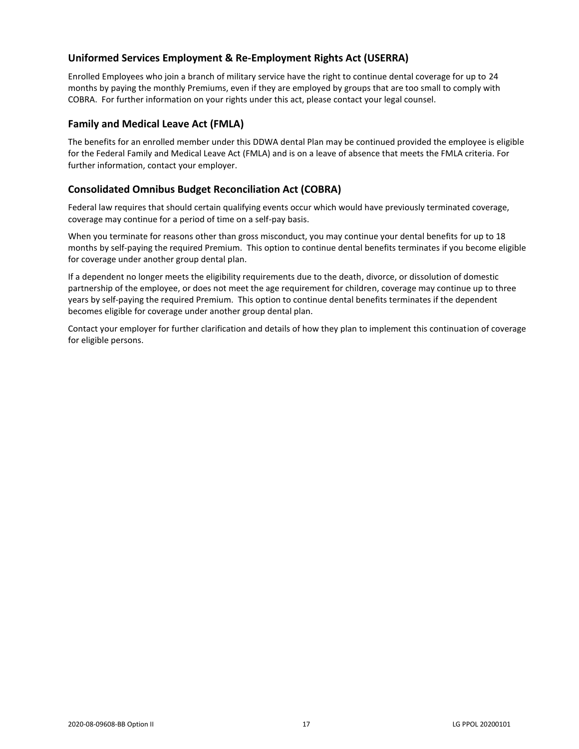## Uniformed Services Employment & Re-Employment Rights Act (USERRA)

Enrolled Employees who join a branch of military service have the right to continue dental coverage for up to 24 months by paying the monthly Premiums, even if they are employed by groups that are too small to comply with COBRA. For further information on your rights under this act, please contact your legal counsel.

## Family and Medical Leave Act (FMLA)

The benefits for an enrolled member under this DDWA dental Plan may be continued provided the employee is eligible for the Federal Family and Medical Leave Act (FMLA) and is on a leave of absence that meets the FMLA criteria. For further information, contact your employer.

## Consolidated Omnibus Budget Reconciliation Act (COBRA)

Federal law requires that should certain qualifying events occur which would have previously terminated coverage, coverage may continue for a period of time on a self-pay basis.

When you terminate for reasons other than gross misconduct, you may continue your dental benefits for up to 18 months by self-paying the required Premium. This option to continue dental benefits terminates if you become eligible for coverage under another group dental plan.

If a dependent no longer meets the eligibility requirements due to the death, divorce, or dissolution of domestic partnership of the employee, or does not meet the age requirement for children, coverage may continue up to three years by self-paying the required Premium. This option to continue dental benefits terminates if the dependent becomes eligible for coverage under another group dental plan.

Contact your employer for further clarification and details of how they plan to implement this continuation of coverage for eligible persons.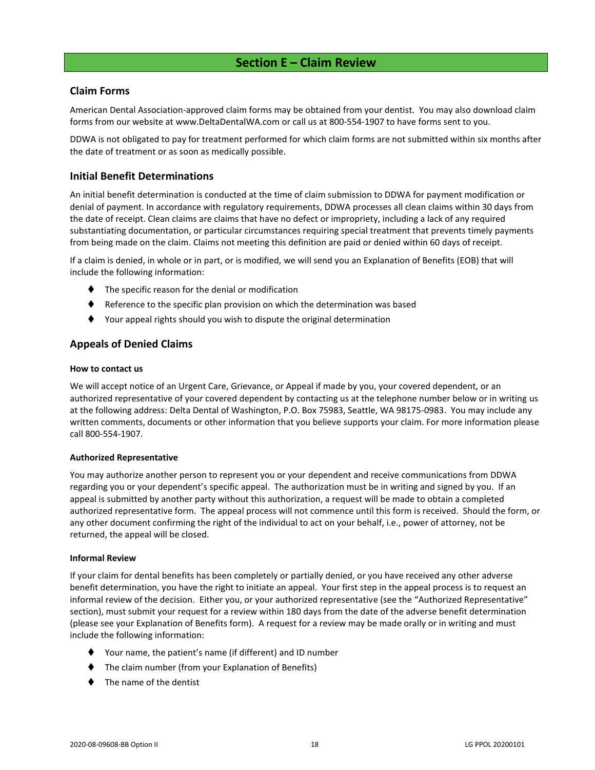# Section E – Claim Review

## Claim Forms

American Dental Association-approved claim forms may be obtained from your dentist. You may also download claim forms from our website at www.DeltaDentalWA.com or call us at 800-554-1907 to have forms sent to you.

DDWA is not obligated to pay for treatment performed for which claim forms are not submitted within six months after the date of treatment or as soon as medically possible.

## Initial Benefit Determinations

An initial benefit determination is conducted at the time of claim submission to DDWA for payment modification or denial of payment. In accordance with regulatory requirements, DDWA processes all clean claims within 30 days from the date of receipt. Clean claims are claims that have no defect or impropriety, including a lack of any required substantiating documentation, or particular circumstances requiring special treatment that prevents timely payments from being made on the claim. Claims not meeting this definition are paid or denied within 60 days of receipt.

If a claim is denied, in whole or in part, or is modified, we will send you an Explanation of Benefits (EOB) that will include the following information:

- The specific reason for the denial or modification
- Reference to the specific plan provision on which the determination was based
- Your appeal rights should you wish to dispute the original determination

## Appeals of Denied Claims

#### How to contact us

We will accept notice of an Urgent Care, Grievance, or Appeal if made by you, your covered dependent, or an authorized representative of your covered dependent by contacting us at the telephone number below or in writing us at the following address: Delta Dental of Washington, P.O. Box 75983, Seattle, WA 98175-0983. You may include any written comments, documents or other information that you believe supports your claim. For more information please call 800-554-1907.

#### Authorized Representative

You may authorize another person to represent you or your dependent and receive communications from DDWA regarding you or your dependent's specific appeal. The authorization must be in writing and signed by you. If an appeal is submitted by another party without this authorization, a request will be made to obtain a completed authorized representative form. The appeal process will not commence until this form is received. Should the form, or any other document confirming the right of the individual to act on your behalf, i.e., power of attorney, not be returned, the appeal will be closed.

#### Informal Review

If your claim for dental benefits has been completely or partially denied, or you have received any other adverse benefit determination, you have the right to initiate an appeal. Your first step in the appeal process is to request an informal review of the decision. Either you, or your authorized representative (see the "Authorized Representative" section), must submit your request for a review within 180 days from the date of the adverse benefit determination (please see your Explanation of Benefits form). A request for a review may be made orally or in writing and must include the following information:

- Your name, the patient's name (if different) and ID number
- The claim number (from your Explanation of Benefits)
- The name of the dentist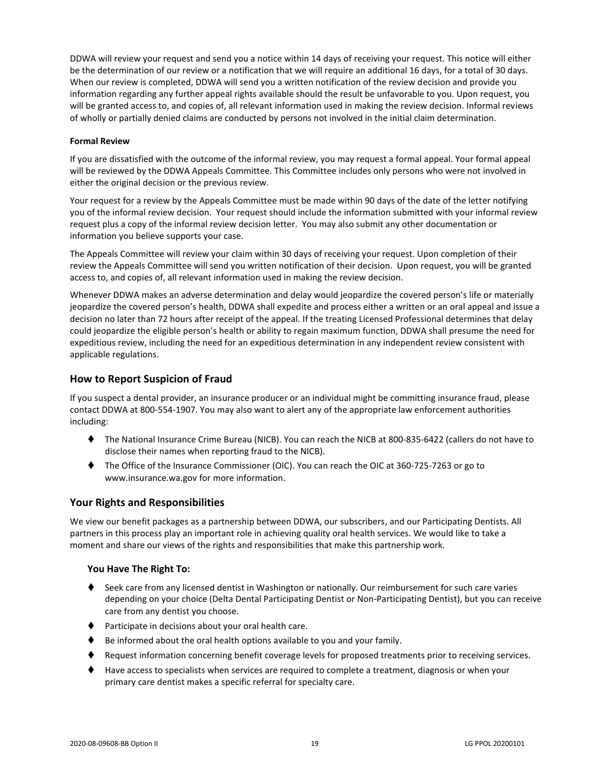DDWA will review your request and send you a notice within 14 days of receiving your request. This notice will either be the determination of our review or a notification that we will require an additional 16 days, for a total of 30 days. When our review is completed, DDWA will send you a written notification of the review decision and provide you information regarding any further appeal rights available should the result be unfavorable to you. Upon request, you will be granted access to, and copies of, all relevant information used in making the review decision. Informal reviews of wholly or partially denied claims are conducted by persons not involved in the initial claim determination.

#### Formal Review

If you are dissatisfied with the outcome of the informal review, you may request a formal appeal. Your formal appeal will be reviewed by the DDWA Appeals Committee. This Committee includes only persons who were not involved in either the original decision or the previous review.

Your request for a review by the Appeals Committee must be made within 90 days of the date of the letter notifying you of the informal review decision. Your request should include the information submitted with your informal review request plus a copy of the informal review decision letter. You may also submit any other documentation or information you believe supports your case.

The Appeals Committee will review your claim within 30 days of receiving your request. Upon completion of their review the Appeals Committee will send you written notification of their decision. Upon request, you will be granted access to, and copies of, all relevant information used in making the review decision.

Whenever DDWA makes an adverse determination and delay would jeopardize the covered person's life or materially jeopardize the covered person's health, DDWA shall expedite and process either a written or an oral appeal and issue a decision no later than 72 hours after receipt of the appeal. If the treating Licensed Professional determines that delay could jeopardize the eligible person's health or ability to regain maximum function, DDWA shall presume the need for expeditious review, including the need for an expeditious determination in any independent review consistent with applicable regulations.

## How to Report Suspicion of Fraud

If you suspect a dental provider, an insurance producer or an individual might be committing insurance fraud, please contact DDWA at 800-554-1907. You may also want to alert any of the appropriate law enforcement authorities including:

- The National Insurance Crime Bureau (NICB). You can reach the NICB at 800-835-6422 (callers do not have to disclose their names when reporting fraud to the NICB).
- The Office of the Insurance Commissioner (OIC). You can reach the OIC at 360-725-7263 or go to www.insurance.wa.gov for more information.

## Your Rights and Responsibilities

We view our benefit packages as a partnership between DDWA, our subscribers, and our Participating Dentists. All partners in this process play an important role in achieving quality oral health services. We would like to take a moment and share our views of the rights and responsibilities that make this partnership work.

### You Have The Right To:

- Seek care from any licensed dentist in Washington or nationally. Our reimbursement for such care varies depending on your choice (Delta Dental Participating Dentist or Non-Participating Dentist), but you can receive care from any dentist you choose.
- Participate in decisions about your oral health care.
- Be informed about the oral health options available to you and your family.
- Request information concerning benefit coverage levels for proposed treatments prior to receiving services.
- Have access to specialists when services are required to complete a treatment, diagnosis or when your primary care dentist makes a specific referral for specialty care.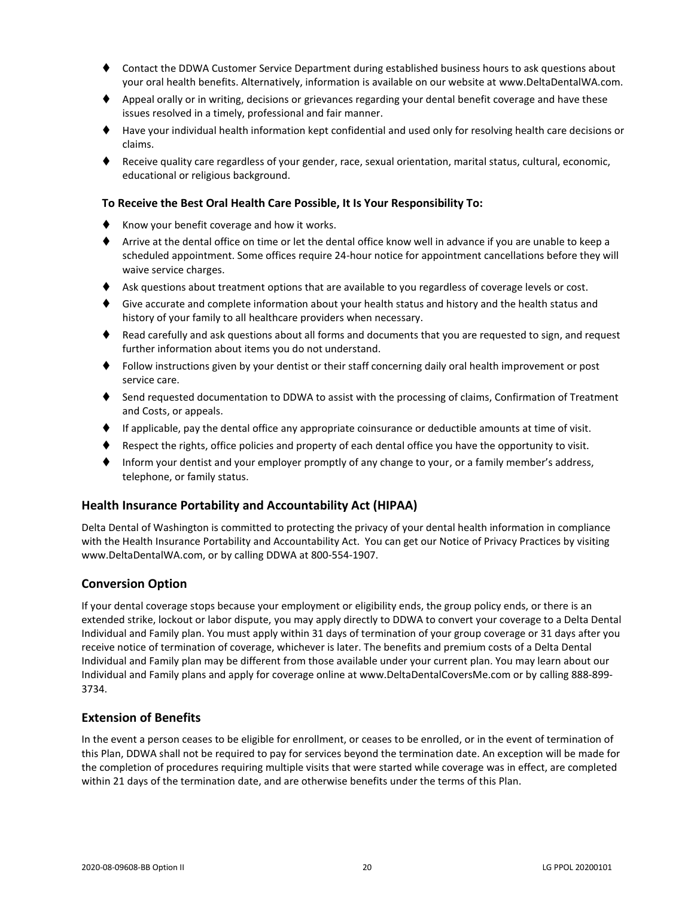- Contact the DDWA Customer Service Department during established business hours to ask questions about your oral health benefits. Alternatively, information is available on our website at www.DeltaDentalWA.com.
- Appeal orally or in writing, decisions or grievances regarding your dental benefit coverage and have these issues resolved in a timely, professional and fair manner.
- Have your individual health information kept confidential and used only for resolving health care decisions or claims.
- Receive quality care regardless of your gender, race, sexual orientation, marital status, cultural, economic, educational or religious background.

**To Receive the Best Oral Health Care Possible, It Is Your Responsibility To:**

- Know your benefit coverage and how it works.
- Arrive at the dental office on time or let the dental office know well in advance if you are unable to keep a scheduled appointment. Some offices require 24-hour notice for appointment cancellations before they will waive service charges.
- Ask questions about treatment options that are available to you regardless of coverage levels or cost.
- Give accurate and complete information about your health status and history and the health status and history of your family to all healthcare providers when necessary.
- Read carefully and ask questions about all forms and documents that you are requested to sign, and request further information about items you do not understand.
- Follow instructions given by your dentist or their staff concerning daily oral health improvement or post service care.
- Send requested documentation to DDWA to assist with the processing of claims, Confirmation of Treatment and Costs, or appeals.
- If applicable, pay the dental office any appropriate coinsurance or deductible amounts at time of visit.
- Respect the rights, office policies and property of each dental office you have the opportunity to visit.
- Inform your dentist and your employer promptly of any change to your, or a family member's address, telephone, or family status.

## Health Insurance Portability and Accountability Act (HIPAA)

Delta Dental of Washington is committed to protecting the privacy of your dental health information in compliance with the Health Insurance Portability and Accountability Act. You can get our Notice of Privacy Practices by visiting www.DeltaDentalWA.com, or by calling DDWA at 800-554-1907.

## Conversion Option

If your dental coverage stops because your employment or eligibility ends, the group policy ends, or there is an extended strike, lockout or labor dispute, you may apply directly to DDWA to convert your coverage to a Delta Dental Individual and Family plan. You must apply within 31 days of termination of your group coverage or 31 days after you receive notice of termination of coverage, whichever is later. The benefits and premium costs of a Delta Dental Individual and Family plan may be different from those available under your current plan. You may learn about our Individual and Family plans and apply for coverage online at www.DeltaDentalCoversMe.com or by calling 888-899-3734.

## Extension of Benefits

In the event a person ceases to be eligible for enrollment, or ceases to be enrolled, or in the event of termination of this Plan, DDWA shall not be required to pay for services beyond the termination date. An exception will be made for the completion of procedures requiring multiple visits that were started while coverage was in effect, are completed within 21 days of the termination date, and are otherwise benefits under the terms of this Plan.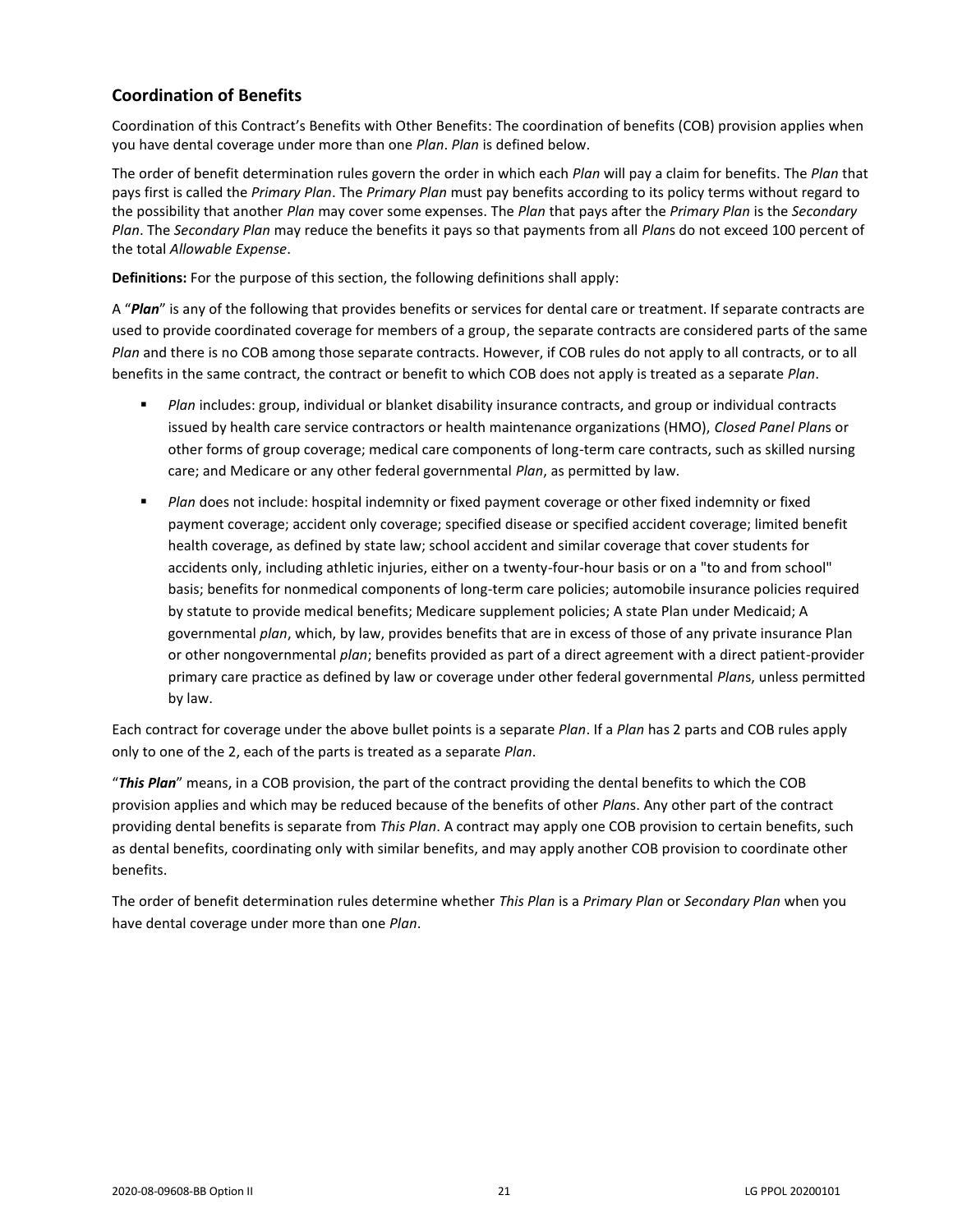## Coordination of Benefits

Coordination of this Contract's Benefits with Other Benefits: The coordination of benefits (COB) provision applies when you have dental coverage under more than one *Plan*. *Plan* is defined below.

The order of benefit determination rules govern the order in which each *Plan* will pay a claim for benefits. The *Plan* that pays first is called the *Primary Plan*. The *Primary Plan* must pay benefits according to its policy terms without regard to the possibility that another *Plan* may cover some expenses. The *Plan* that pays after the *Primary Plan* is the *Secondary Plan*. The *Secondary Plan* may reduce the benefits it pays so that payments from all *Plan*s do not exceed 100 percent of the total *Allowable Expense*.

**Definitions:** For the purpose of this section, the following definitions shall apply:

A "***Plan***" is any of the following that provides benefits or services for dental care or treatment. If separate contracts are used to provide coordinated coverage for members of a group, the separate contracts are considered parts of the same *Plan* and there is no COB among those separate contracts. However, if COB rules do not apply to all contracts, or to all benefits in the same contract, the contract or benefit to which COB does not apply is treated as a separate *Plan*.

- *Plan* includes: group, individual or blanket disability insurance contracts, and group or individual contracts issued by health care service contractors or health maintenance organizations (HMO), *Closed Panel Plan*s or other forms of group coverage; medical care components of long-term care contracts, such as skilled nursing care; and Medicare or any other federal governmental *Plan*, as permitted by law.
- *Plan* does not include: hospital indemnity or fixed payment coverage or other fixed indemnity or fixed payment coverage; accident only coverage; specified disease or specified accident coverage; limited benefit health coverage, as defined by state law; school accident and similar coverage that cover students for accidents only, including athletic injuries, either on a twenty-four-hour basis or on a "to and from school" basis; benefits for nonmedical components of long-term care policies; automobile insurance policies required by statute to provide medical benefits; Medicare supplement policies; A state Plan under Medicaid; A governmental *plan*, which, by law, provides benefits that are in excess of those of any private insurance Plan or other nongovernmental *plan*; benefits provided as part of a direct agreement with a direct patient-provider primary care practice as defined by law or coverage under other federal governmental *Plan*s, unless permitted by law.

Each contract for coverage under the above bullet points is a separate *Plan*. If a *Plan* has 2 parts and COB rules apply only to one of the 2, each of the parts is treated as a separate *Plan*.

"***This Plan***" means, in a COB provision, the part of the contract providing the dental benefits to which the COB provision applies and which may be reduced because of the benefits of other *Plan*s. Any other part of the contract providing dental benefits is separate from *This Plan*. A contract may apply one COB provision to certain benefits, such as dental benefits, coordinating only with similar benefits, and may apply another COB provision to coordinate other benefits.

The order of benefit determination rules determine whether *This Plan* is a *Primary Plan* or *Secondary Plan* when you have dental coverage under more than one *Plan*.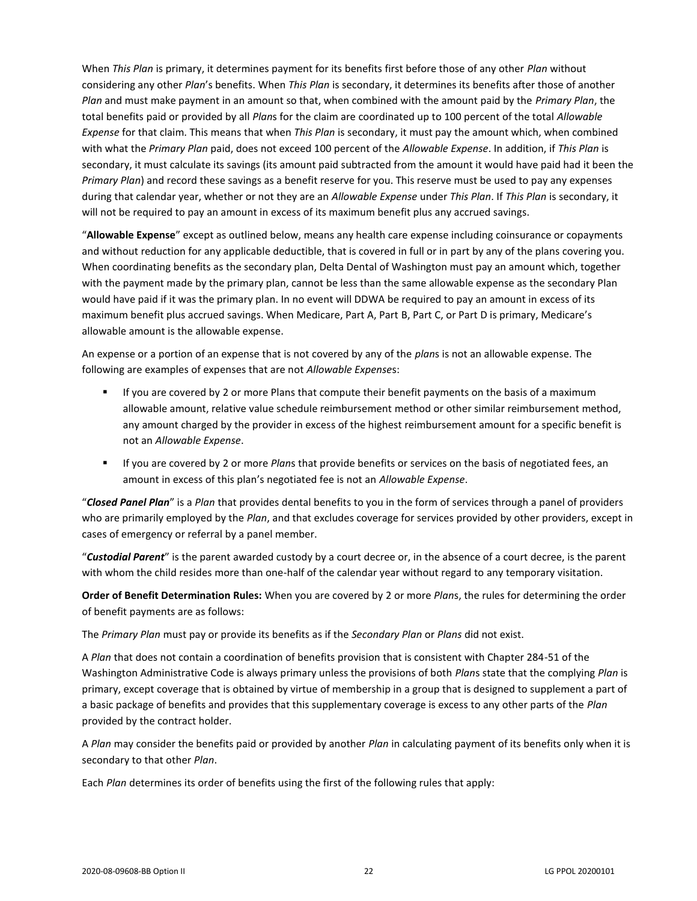When *This Plan* is primary, it determines payment for its benefits first before those of any other *Plan* without considering any other *Plan*'s benefits. When *This Plan* is secondary, it determines its benefits after those of another *Plan* and must make payment in an amount so that, when combined with the amount paid by the *Primary Plan*, the total benefits paid or provided by all *Plan*s for the claim are coordinated up to 100 percent of the total *Allowable Expense* for that claim. This means that when *This Plan* is secondary, it must pay the amount which, when combined with what the *Primary Plan* paid, does not exceed 100 percent of the *Allowable Expense*. In addition, if *This Plan* is secondary, it must calculate its savings (its amount paid subtracted from the amount it would have paid had it been the *Primary Plan*) and record these savings as a benefit reserve for you. This reserve must be used to pay any expenses during that calendar year, whether or not they are an *Allowable Expense* under *This Plan*. If *This Plan* is secondary, it will not be required to pay an amount in excess of its maximum benefit plus any accrued savings.

"**Allowable Expense**" except as outlined below, means any health care expense including coinsurance or copayments and without reduction for any applicable deductible, that is covered in full or in part by any of the plans covering you. When coordinating benefits as the secondary plan, Delta Dental of Washington must pay an amount which, together with the payment made by the primary plan, cannot be less than the same allowable expense as the secondary Plan would have paid if it was the primary plan. In no event will DDWA be required to pay an amount in excess of its maximum benefit plus accrued savings. When Medicare, Part A, Part B, Part C, or Part D is primary, Medicare's allowable amount is the allowable expense.

An expense or a portion of an expense that is not covered by any of the *plan*s is not an allowable expense. The following are examples of expenses that are not *Allowable Expense*s:

- If you are covered by 2 or more Plans that compute their benefit payments on the basis of a maximum allowable amount, relative value schedule reimbursement method or other similar reimbursement method, any amount charged by the provider in excess of the highest reimbursement amount for a specific benefit is not an *Allowable Expense*.
- If you are covered by 2 or more *Plan*s that provide benefits or services on the basis of negotiated fees, an amount in excess of this plan's negotiated fee is not an *Allowable Expense*.

"***Closed Panel Plan***" is a *Plan* that provides dental benefits to you in the form of services through a panel of providers who are primarily employed by the *Plan*, and that excludes coverage for services provided by other providers, except in cases of emergency or referral by a panel member.

"***Custodial Parent***" is the parent awarded custody by a court decree or, in the absence of a court decree, is the parent with whom the child resides more than one-half of the calendar year without regard to any temporary visitation.

**Order of Benefit Determination Rules:** When you are covered by 2 or more *Plan*s, the rules for determining the order of benefit payments are as follows:

The *Primary Plan* must pay or provide its benefits as if the *Secondary Plan* or *Plans* did not exist.

A *Plan* that does not contain a coordination of benefits provision that is consistent with Chapter 284-51 of the Washington Administrative Code is always primary unless the provisions of both *Plan*s state that the complying *Plan* is primary, except coverage that is obtained by virtue of membership in a group that is designed to supplement a part of a basic package of benefits and provides that this supplementary coverage is excess to any other parts of the *Plan* provided by the contract holder.

A *Plan* may consider the benefits paid or provided by another *Plan* in calculating payment of its benefits only when it is secondary to that other *Plan*.

Each *Plan* determines its order of benefits using the first of the following rules that apply: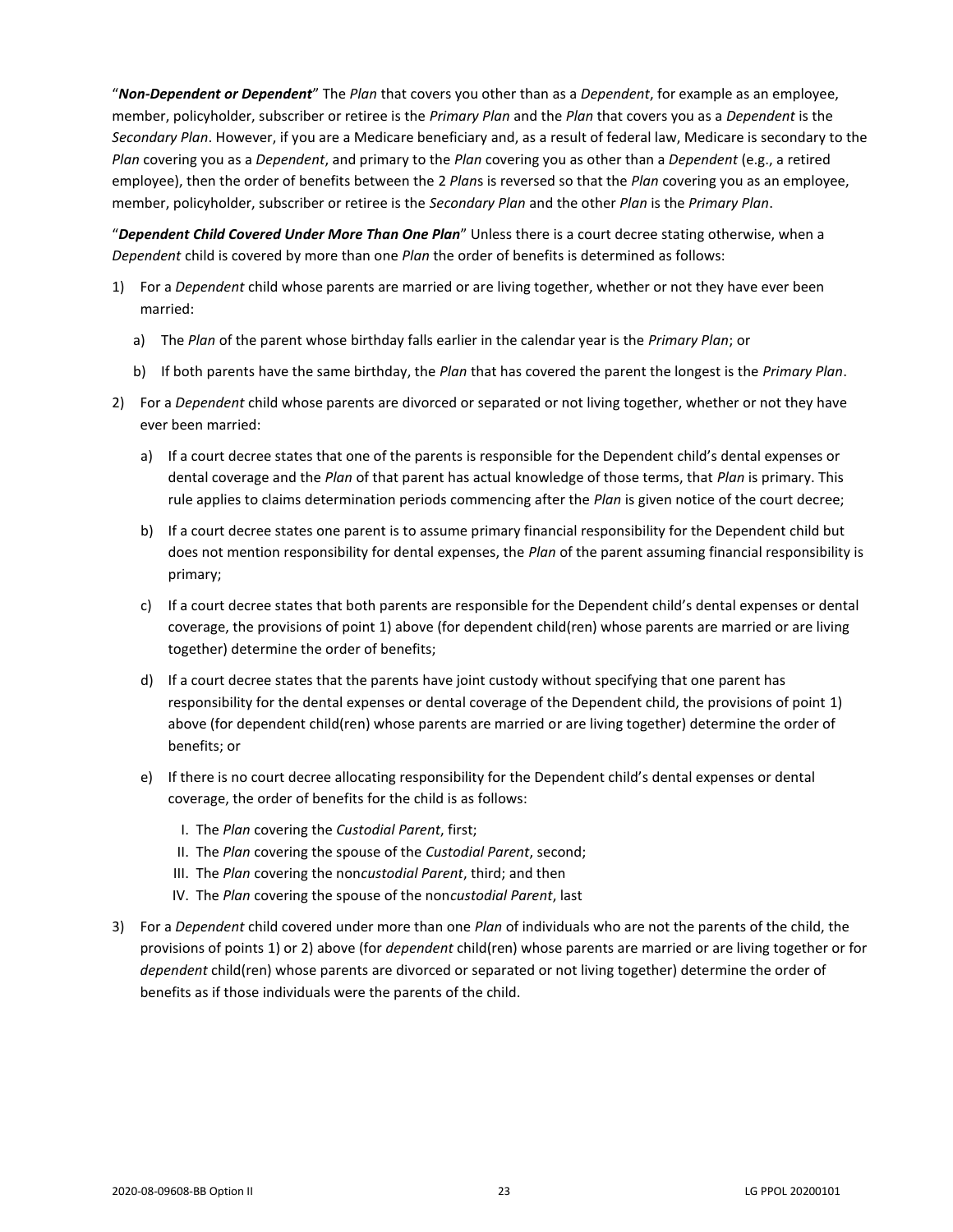"***Non-Dependent or Dependent***" The *Plan* that covers you other than as a *Dependent*, for example as an employee, member, policyholder, subscriber or retiree is the *Primary Plan* and the *Plan* that covers you as a *Dependent* is the *Secondary Plan*. However, if you are a Medicare beneficiary and, as a result of federal law, Medicare is secondary to the *Plan* covering you as a *Dependent*, and primary to the *Plan* covering you as other than a *Dependent* (e.g., a retired employee), then the order of benefits between the 2 *Plan*s is reversed so that the *Plan* covering you as an employee, member, policyholder, subscriber or retiree is the *Secondary Plan* and the other *Plan* is the *Primary Plan*.

"***Dependent Child Covered Under More Than One Plan***" Unless there is a court decree stating otherwise, when a *Dependent* child is covered by more than one *Plan* the order of benefits is determined as follows:

1) For a *Dependent* child whose parents are married or are living together, whether or not they have ever been married:
   a) The *Plan* of the parent whose birthday falls earlier in the calendar year is the *Primary Plan*; or
   b) If both parents have the same birthday, the *Plan* that has covered the parent the longest is the *Primary Plan*.
2) For a *Dependent* child whose parents are divorced or separated or not living together, whether or not they have ever been married:
   a) If a court decree states that one of the parents is responsible for the Dependent child's dental expenses or dental coverage and the *Plan* of that parent has actual knowledge of those terms, that *Plan* is primary. This rule applies to claims determination periods commencing after the *Plan* is given notice of the court decree;
   b) If a court decree states one parent is to assume primary financial responsibility for the Dependent child but does not mention responsibility for dental expenses, the *Plan* of the parent assuming financial responsibility is primary;
   c) If a court decree states that both parents are responsible for the Dependent child's dental expenses or dental coverage, the provisions of point 1) above (for dependent child(ren) whose parents are married or are living together) determine the order of benefits;
   d) If a court decree states that the parents have joint custody without specifying that one parent has responsibility for the dental expenses or dental coverage of the Dependent child, the provisions of point 1) above (for dependent child(ren) whose parents are married or are living together) determine the order of benefits; or
   e) If there is no court decree allocating responsibility for the Dependent child's dental expenses or dental coverage, the order of benefits for the child is as follows:
      I. The *Plan* covering the *Custodial Parent*, first;
      II. The *Plan* covering the spouse of the *Custodial Parent*, second;
      III. The *Plan* covering the non*custodial Parent*, third; and then
      IV. The *Plan* covering the spouse of the non*custodial Parent*, last
3) For a *Dependent* child covered under more than one *Plan* of individuals who are not the parents of the child, the provisions of points 1) or 2) above (for *dependent* child(ren) whose parents are married or are living together or for *dependent* child(ren) whose parents are divorced or separated or not living together) determine the order of benefits as if those individuals were the parents of the child.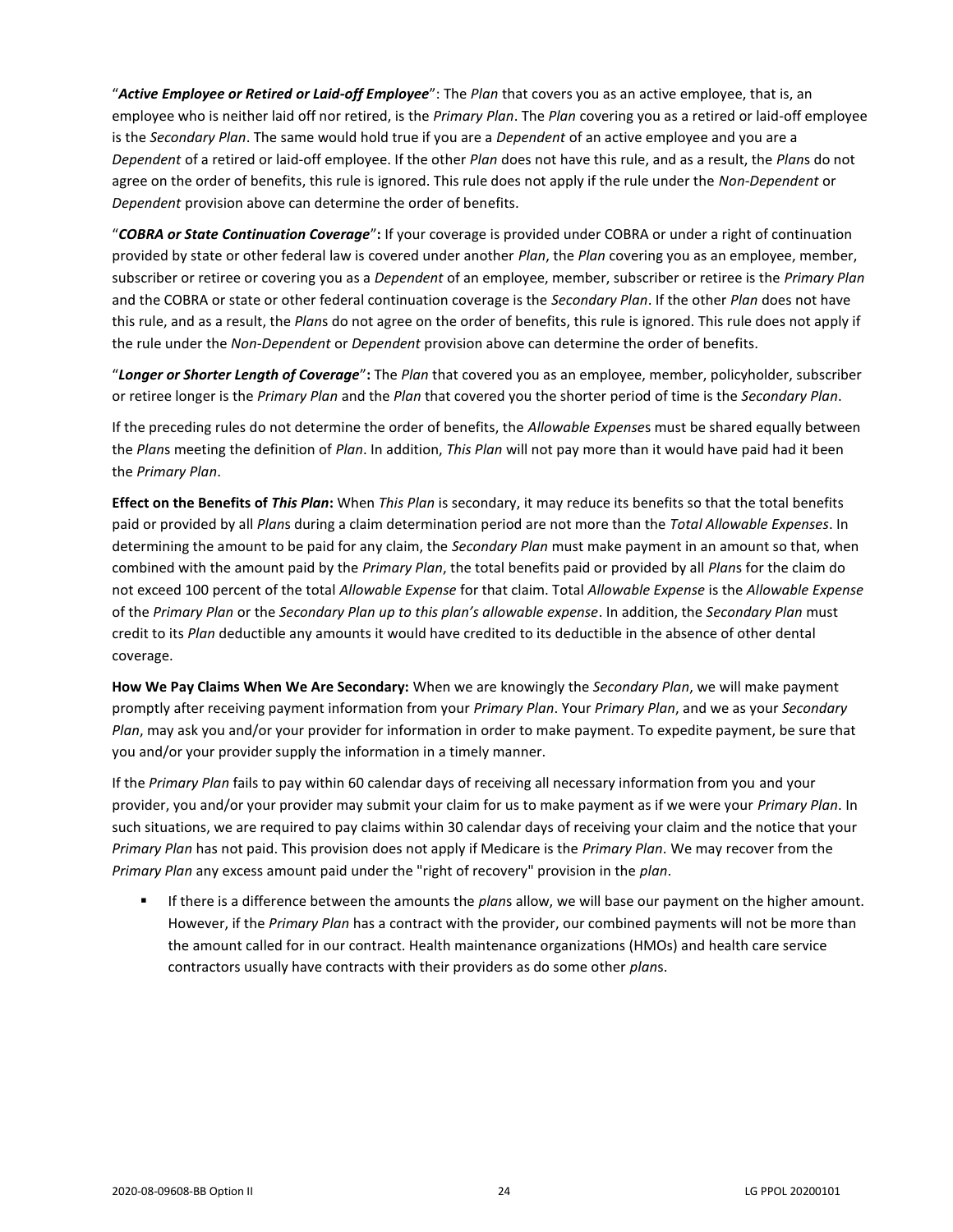"***Active Employee or Retired or Laid-off Employee***": The *Plan* that covers you as an active employee, that is, an employee who is neither laid off nor retired, is the *Primary Plan*. The *Plan* covering you as a retired or laid-off employee is the *Secondary Plan*. The same would hold true if you are a *Dependent* of an active employee and you are a *Dependent* of a retired or laid-off employee. If the other *Plan* does not have this rule, and as a result, the *Plan*s do not agree on the order of benefits, this rule is ignored. This rule does not apply if the rule under the *Non-Dependent* or *Dependent* provision above can determine the order of benefits.

"***COBRA or State Continuation Coverage***"**:** If your coverage is provided under COBRA or under a right of continuation provided by state or other federal law is covered under another *Plan*, the *Plan* covering you as an employee, member, subscriber or retiree or covering you as a *Dependent* of an employee, member, subscriber or retiree is the *Primary Plan* and the COBRA or state or other federal continuation coverage is the *Secondary Plan*. If the other *Plan* does not have this rule, and as a result, the *Plan*s do not agree on the order of benefits, this rule is ignored. This rule does not apply if the rule under the *Non-Dependent* or *Dependent* provision above can determine the order of benefits.

"***Longer or Shorter Length of Coverage***"**:** The *Plan* that covered you as an employee, member, policyholder, subscriber or retiree longer is the *Primary Plan* and the *Plan* that covered you the shorter period of time is the *Secondary Plan*.

If the preceding rules do not determine the order of benefits, the *Allowable Expense*s must be shared equally between the *Plan*s meeting the definition of *Plan*. In addition, *This Plan* will not pay more than it would have paid had it been the *Primary Plan*.

**Effect on the Benefits of *This Plan*:** When *This Plan* is secondary, it may reduce its benefits so that the total benefits paid or provided by all *Plan*s during a claim determination period are not more than the *Total Allowable Expenses*. In determining the amount to be paid for any claim, the *Secondary Plan* must make payment in an amount so that, when combined with the amount paid by the *Primary Plan*, the total benefits paid or provided by all *Plan*s for the claim do not exceed 100 percent of the total *Allowable Expense* for that claim. Total *Allowable Expense* is the *Allowable Expense* of the *Primary Plan* or the *Secondary Plan up to this plan's allowable expense*. In addition, the *Secondary Plan* must credit to its *Plan* deductible any amounts it would have credited to its deductible in the absence of other dental coverage.

**How We Pay Claims When We Are Secondary:** When we are knowingly the *Secondary Plan*, we will make payment promptly after receiving payment information from your *Primary Plan*. Your *Primary Plan*, and we as your *Secondary Plan*, may ask you and/or your provider for information in order to make payment. To expedite payment, be sure that you and/or your provider supply the information in a timely manner.

If the *Primary Plan* fails to pay within 60 calendar days of receiving all necessary information from you and your provider, you and/or your provider may submit your claim for us to make payment as if we were your *Primary Plan*. In such situations, we are required to pay claims within 30 calendar days of receiving your claim and the notice that your *Primary Plan* has not paid. This provision does not apply if Medicare is the *Primary Plan*. We may recover from the *Primary Plan* any excess amount paid under the "right of recovery" provision in the *plan*.

- If there is a difference between the amounts the *plan*s allow, we will base our payment on the higher amount. However, if the *Primary Plan* has a contract with the provider, our combined payments will not be more than the amount called for in our contract. Health maintenance organizations (HMOs) and health care service contractors usually have contracts with their providers as do some other *plan*s.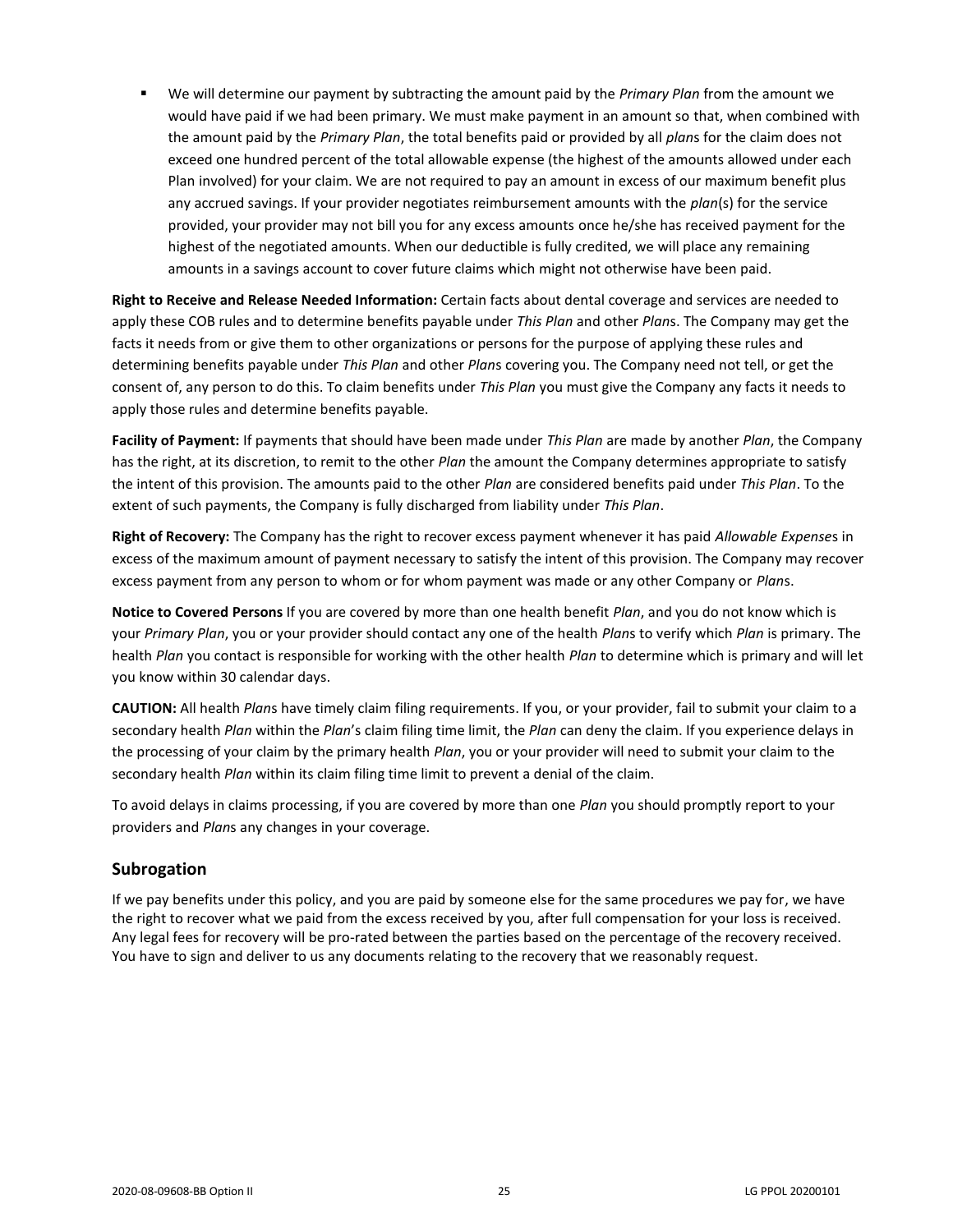- We will determine our payment by subtracting the amount paid by the *Primary Plan* from the amount we would have paid if we had been primary. We must make payment in an amount so that, when combined with the amount paid by the *Primary Plan*, the total benefits paid or provided by all *plan*s for the claim does not exceed one hundred percent of the total allowable expense (the highest of the amounts allowed under each Plan involved) for your claim. We are not required to pay an amount in excess of our maximum benefit plus any accrued savings. If your provider negotiates reimbursement amounts with the *plan*(s) for the service provided, your provider may not bill you for any excess amounts once he/she has received payment for the highest of the negotiated amounts. When our deductible is fully credited, we will place any remaining amounts in a savings account to cover future claims which might not otherwise have been paid.

**Right to Receive and Release Needed Information:** Certain facts about dental coverage and services are needed to apply these COB rules and to determine benefits payable under *This Plan* and other *Plan*s. The Company may get the facts it needs from or give them to other organizations or persons for the purpose of applying these rules and determining benefits payable under *This Plan* and other *Plan*s covering you. The Company need not tell, or get the consent of, any person to do this. To claim benefits under *This Plan* you must give the Company any facts it needs to apply those rules and determine benefits payable.

**Facility of Payment:** If payments that should have been made under *This Plan* are made by another *Plan*, the Company has the right, at its discretion, to remit to the other *Plan* the amount the Company determines appropriate to satisfy the intent of this provision. The amounts paid to the other *Plan* are considered benefits paid under *This Plan*. To the extent of such payments, the Company is fully discharged from liability under *This Plan*.

**Right of Recovery:** The Company has the right to recover excess payment whenever it has paid *Allowable Expense*s in excess of the maximum amount of payment necessary to satisfy the intent of this provision. The Company may recover excess payment from any person to whom or for whom payment was made or any other Company or *Plan*s.

**Notice to Covered Persons** If you are covered by more than one health benefit *Plan*, and you do not know which is your *Primary Plan*, you or your provider should contact any one of the health *Plan*s to verify which *Plan* is primary. The health *Plan* you contact is responsible for working with the other health *Plan* to determine which is primary and will let you know within 30 calendar days.

**CAUTION:** All health *Plan*s have timely claim filing requirements. If you, or your provider, fail to submit your claim to a secondary health *Plan* within the *Plan*'s claim filing time limit, the *Plan* can deny the claim. If you experience delays in the processing of your claim by the primary health *Plan*, you or your provider will need to submit your claim to the secondary health *Plan* within its claim filing time limit to prevent a denial of the claim.

To avoid delays in claims processing, if you are covered by more than one *Plan* you should promptly report to your providers and *Plan*s any changes in your coverage.

## Subrogation

If we pay benefits under this policy, and you are paid by someone else for the same procedures we pay for, we have the right to recover what we paid from the excess received by you, after full compensation for your loss is received. Any legal fees for recovery will be pro-rated between the parties based on the percentage of the recovery received. You have to sign and deliver to us any documents relating to the recovery that we reasonably request.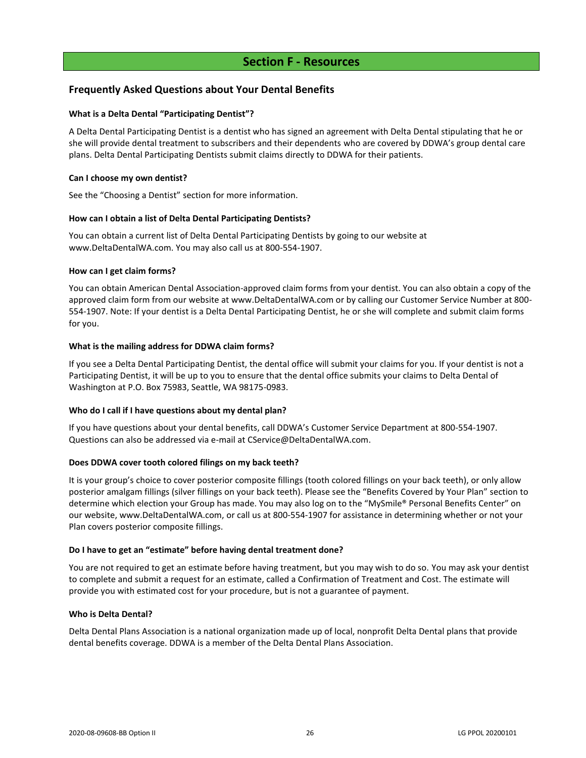# Section F - Resources

## Frequently Asked Questions about Your Dental Benefits

**What is a Delta Dental "Participating Dentist"?**

A Delta Dental Participating Dentist is a dentist who has signed an agreement with Delta Dental stipulating that he or she will provide dental treatment to subscribers and their dependents who are covered by DDWA's group dental care plans. Delta Dental Participating Dentists submit claims directly to DDWA for their patients.

**Can I choose my own dentist?**

See the "Choosing a Dentist" section for more information.

**How can I obtain a list of Delta Dental Participating Dentists?**

You can obtain a current list of Delta Dental Participating Dentists by going to our website at www.DeltaDentalWA.com. You may also call us at 800-554-1907.

**How can I get claim forms?**

You can obtain American Dental Association-approved claim forms from your dentist. You can also obtain a copy of the approved claim form from our website at www.DeltaDentalWA.com or by calling our Customer Service Number at 800-554-1907. Note: If your dentist is a Delta Dental Participating Dentist, he or she will complete and submit claim forms for you.

**What is the mailing address for DDWA claim forms?**

If you see a Delta Dental Participating Dentist, the dental office will submit your claims for you. If your dentist is not a Participating Dentist, it will be up to you to ensure that the dental office submits your claims to Delta Dental of Washington at P.O. Box 75983, Seattle, WA 98175-0983.

**Who do I call if I have questions about my dental plan?**

If you have questions about your dental benefits, call DDWA's Customer Service Department at 800-554-1907. Questions can also be addressed via e-mail at CService@DeltaDentalWA.com.

**Does DDWA cover tooth colored filings on my back teeth?**

It is your group's choice to cover posterior composite fillings (tooth colored fillings on your back teeth), or only allow posterior amalgam fillings (silver fillings on your back teeth). Please see the "Benefits Covered by Your Plan" section to determine which election your Group has made. You may also log on to the "MySmile® Personal Benefits Center" on our website, www.DeltaDentalWA.com, or call us at 800-554-1907 for assistance in determining whether or not your Plan covers posterior composite fillings.

**Do I have to get an "estimate" before having dental treatment done?**

You are not required to get an estimate before having treatment, but you may wish to do so. You may ask your dentist to complete and submit a request for an estimate, called a Confirmation of Treatment and Cost. The estimate will provide you with estimated cost for your procedure, but is not a guarantee of payment.

**Who is Delta Dental?**

Delta Dental Plans Association is a national organization made up of local, nonprofit Delta Dental plans that provide dental benefits coverage. DDWA is a member of the Delta Dental Plans Association.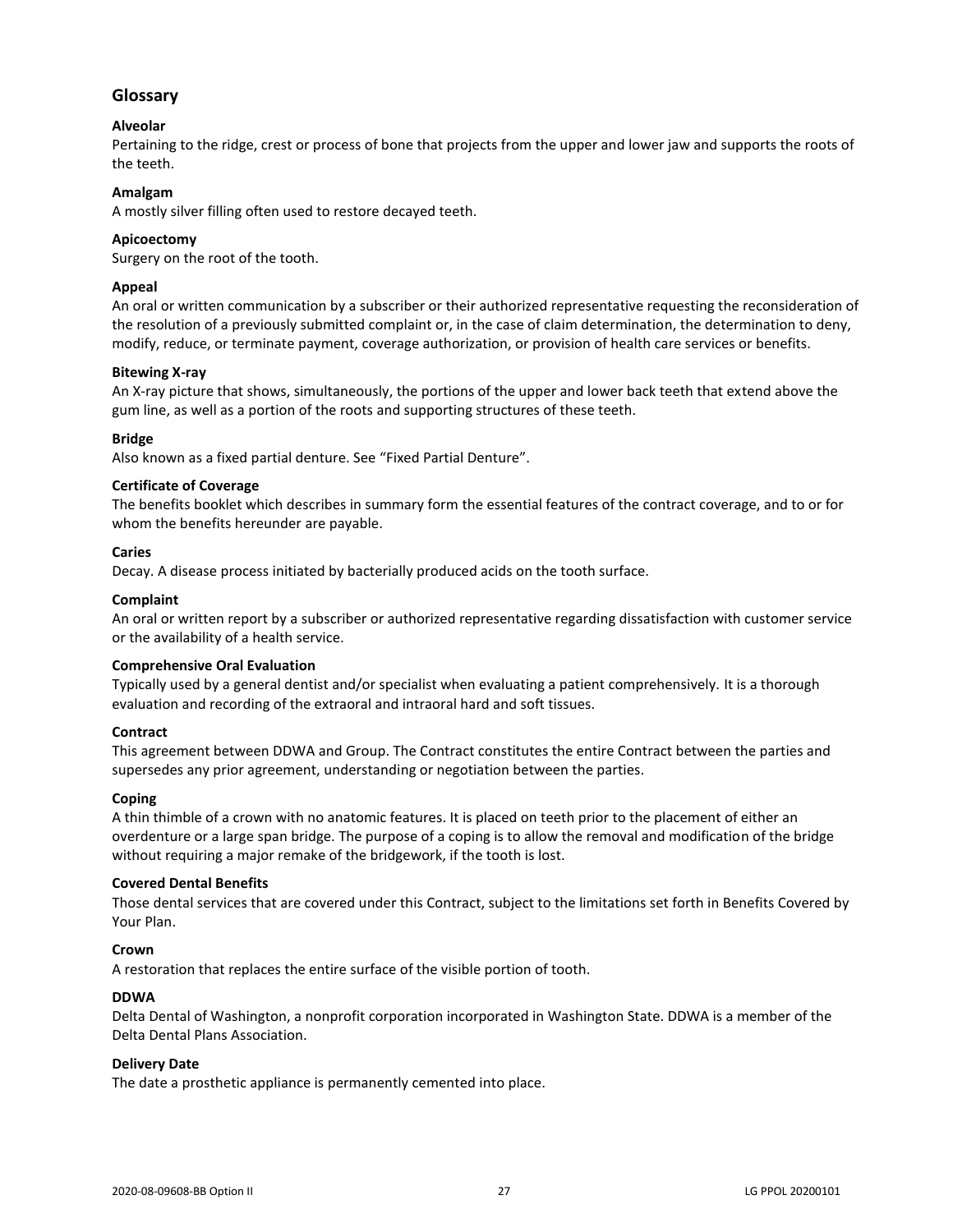## Glossary

**Alveolar**
Pertaining to the ridge, crest or process of bone that projects from the upper and lower jaw and supports the roots of the teeth.

**Amalgam**
A mostly silver filling often used to restore decayed teeth.

**Apicoectomy**
Surgery on the root of the tooth.

**Appeal**
An oral or written communication by a subscriber or their authorized representative requesting the reconsideration of the resolution of a previously submitted complaint or, in the case of claim determination, the determination to deny, modify, reduce, or terminate payment, coverage authorization, or provision of health care services or benefits.

**Bitewing X-ray**
An X-ray picture that shows, simultaneously, the portions of the upper and lower back teeth that extend above the gum line, as well as a portion of the roots and supporting structures of these teeth.

**Bridge**
Also known as a fixed partial denture. See "Fixed Partial Denture".

**Certificate of Coverage**
The benefits booklet which describes in summary form the essential features of the contract coverage, and to or for whom the benefits hereunder are payable.

**Caries**
Decay. A disease process initiated by bacterially produced acids on the tooth surface.

**Complaint**
An oral or written report by a subscriber or authorized representative regarding dissatisfaction with customer service or the availability of a health service.

**Comprehensive Oral Evaluation**
Typically used by a general dentist and/or specialist when evaluating a patient comprehensively. It is a thorough evaluation and recording of the extraoral and intraoral hard and soft tissues.

**Contract**
This agreement between DDWA and Group. The Contract constitutes the entire Contract between the parties and supersedes any prior agreement, understanding or negotiation between the parties.

**Coping**
A thin thimble of a crown with no anatomic features. It is placed on teeth prior to the placement of either an overdenture or a large span bridge. The purpose of a coping is to allow the removal and modification of the bridge without requiring a major remake of the bridgework, if the tooth is lost.

**Covered Dental Benefits**
Those dental services that are covered under this Contract, subject to the limitations set forth in Benefits Covered by Your Plan.

**Crown**
A restoration that replaces the entire surface of the visible portion of tooth.

**DDWA**
Delta Dental of Washington, a nonprofit corporation incorporated in Washington State. DDWA is a member of the Delta Dental Plans Association.

**Delivery Date**
The date a prosthetic appliance is permanently cemented into place.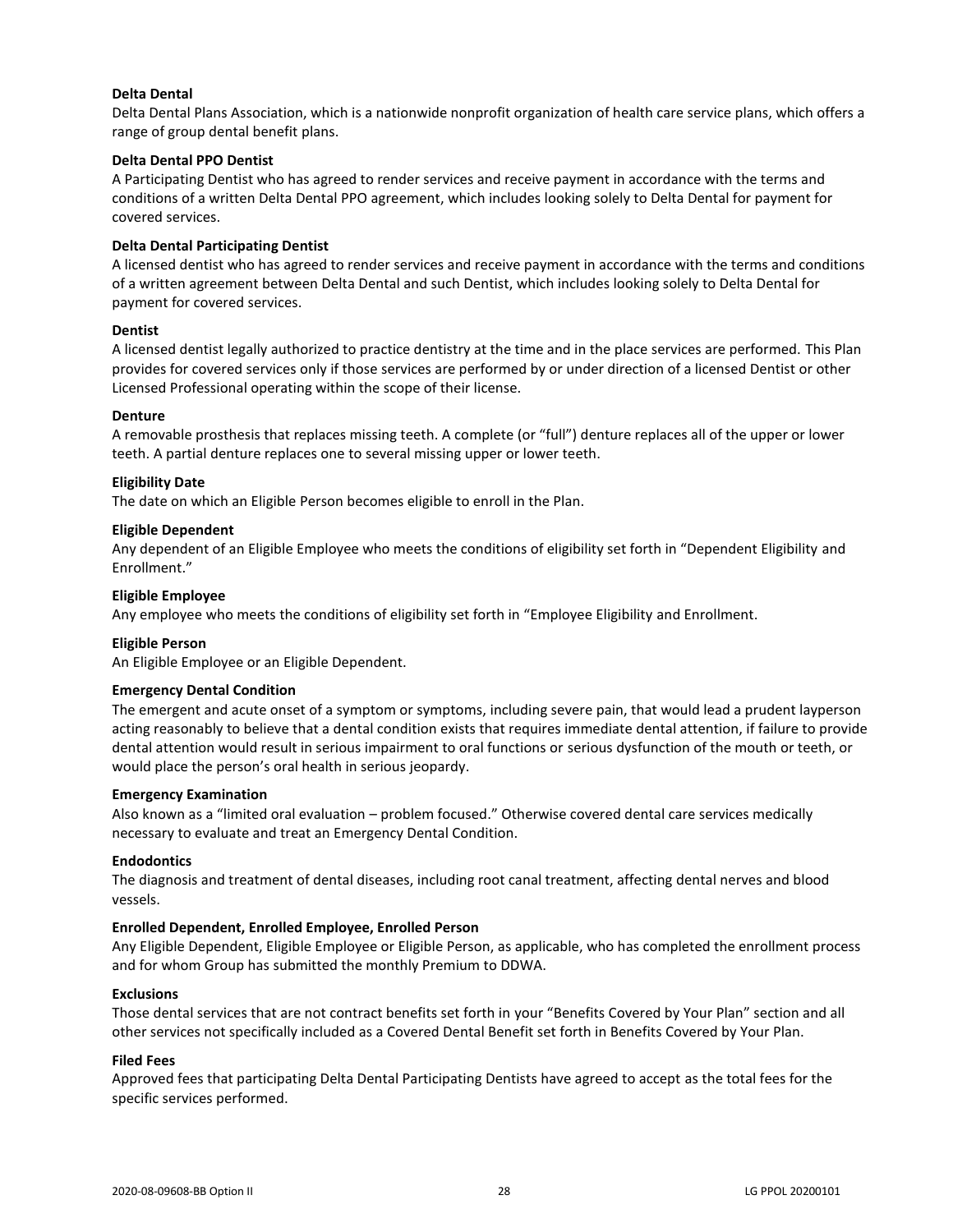**Delta Dental**

Delta Dental Plans Association, which is a nationwide nonprofit organization of health care service plans, which offers a range of group dental benefit plans.

**Delta Dental PPO Dentist**

A Participating Dentist who has agreed to render services and receive payment in accordance with the terms and conditions of a written Delta Dental PPO agreement, which includes looking solely to Delta Dental for payment for covered services.

**Delta Dental Participating Dentist**

A licensed dentist who has agreed to render services and receive payment in accordance with the terms and conditions of a written agreement between Delta Dental and such Dentist, which includes looking solely to Delta Dental for payment for covered services.

**Dentist**

A licensed dentist legally authorized to practice dentistry at the time and in the place services are performed. This Plan provides for covered services only if those services are performed by or under direction of a licensed Dentist or other Licensed Professional operating within the scope of their license.

**Denture**

A removable prosthesis that replaces missing teeth. A complete (or "full") denture replaces all of the upper or lower teeth. A partial denture replaces one to several missing upper or lower teeth.

**Eligibility Date**

The date on which an Eligible Person becomes eligible to enroll in the Plan.

**Eligible Dependent**

Any dependent of an Eligible Employee who meets the conditions of eligibility set forth in "Dependent Eligibility and Enrollment."

**Eligible Employee**

Any employee who meets the conditions of eligibility set forth in "Employee Eligibility and Enrollment.

**Eligible Person**

An Eligible Employee or an Eligible Dependent.

**Emergency Dental Condition**

The emergent and acute onset of a symptom or symptoms, including severe pain, that would lead a prudent layperson acting reasonably to believe that a dental condition exists that requires immediate dental attention, if failure to provide dental attention would result in serious impairment to oral functions or serious dysfunction of the mouth or teeth, or would place the person's oral health in serious jeopardy.

**Emergency Examination**

Also known as a "limited oral evaluation – problem focused." Otherwise covered dental care services medically necessary to evaluate and treat an Emergency Dental Condition.

**Endodontics**

The diagnosis and treatment of dental diseases, including root canal treatment, affecting dental nerves and blood vessels.

**Enrolled Dependent, Enrolled Employee, Enrolled Person**

Any Eligible Dependent, Eligible Employee or Eligible Person, as applicable, who has completed the enrollment process and for whom Group has submitted the monthly Premium to DDWA.

**Exclusions**

Those dental services that are not contract benefits set forth in your "Benefits Covered by Your Plan" section and all other services not specifically included as a Covered Dental Benefit set forth in Benefits Covered by Your Plan.

**Filed Fees**

Approved fees that participating Delta Dental Participating Dentists have agreed to accept as the total fees for the specific services performed.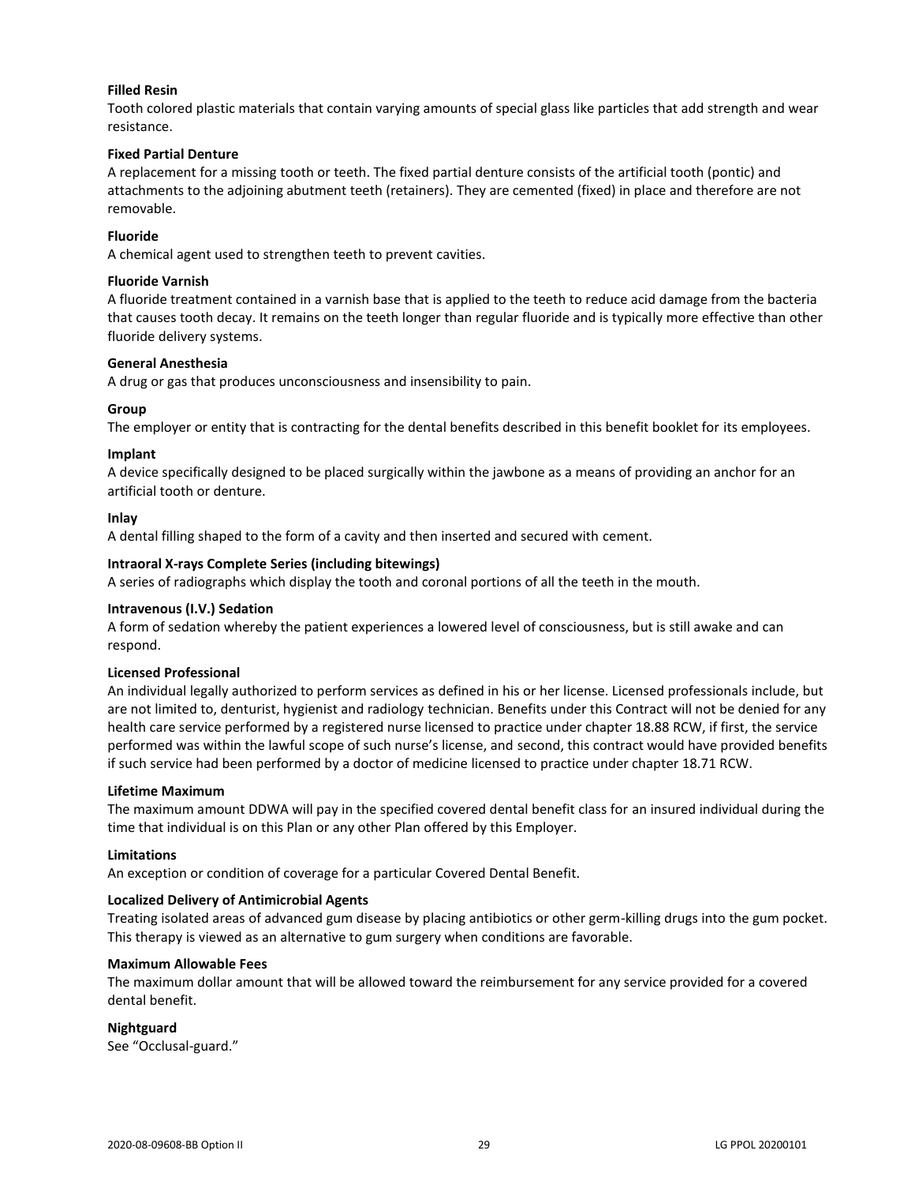**Filled Resin**
Tooth colored plastic materials that contain varying amounts of special glass like particles that add strength and wear resistance.

**Fixed Partial Denture**
A replacement for a missing tooth or teeth. The fixed partial denture consists of the artificial tooth (pontic) and attachments to the adjoining abutment teeth (retainers). They are cemented (fixed) in place and therefore are not removable.

**Fluoride**
A chemical agent used to strengthen teeth to prevent cavities.

**Fluoride Varnish**
A fluoride treatment contained in a varnish base that is applied to the teeth to reduce acid damage from the bacteria that causes tooth decay. It remains on the teeth longer than regular fluoride and is typically more effective than other fluoride delivery systems.

**General Anesthesia**
A drug or gas that produces unconsciousness and insensibility to pain.

**Group**
The employer or entity that is contracting for the dental benefits described in this benefit booklet for its employees.

**Implant**
A device specifically designed to be placed surgically within the jawbone as a means of providing an anchor for an artificial tooth or denture.

**Inlay**
A dental filling shaped to the form of a cavity and then inserted and secured with cement.

**Intraoral X-rays Complete Series (including bitewings)**
A series of radiographs which display the tooth and coronal portions of all the teeth in the mouth.

**Intravenous (I.V.) Sedation**
A form of sedation whereby the patient experiences a lowered level of consciousness, but is still awake and can respond.

**Licensed Professional**
An individual legally authorized to perform services as defined in his or her license. Licensed professionals include, but are not limited to, denturist, hygienist and radiology technician. Benefits under this Contract will not be denied for any health care service performed by a registered nurse licensed to practice under chapter 18.88 RCW, if first, the service performed was within the lawful scope of such nurse's license, and second, this contract would have provided benefits if such service had been performed by a doctor of medicine licensed to practice under chapter 18.71 RCW.

**Lifetime Maximum**
The maximum amount DDWA will pay in the specified covered dental benefit class for an insured individual during the time that individual is on this Plan or any other Plan offered by this Employer.

**Limitations**
An exception or condition of coverage for a particular Covered Dental Benefit.

**Localized Delivery of Antimicrobial Agents**
Treating isolated areas of advanced gum disease by placing antibiotics or other germ-killing drugs into the gum pocket. This therapy is viewed as an alternative to gum surgery when conditions are favorable.

**Maximum Allowable Fees**
The maximum dollar amount that will be allowed toward the reimbursement for any service provided for a covered dental benefit.

**Nightguard**
See "Occlusal-guard."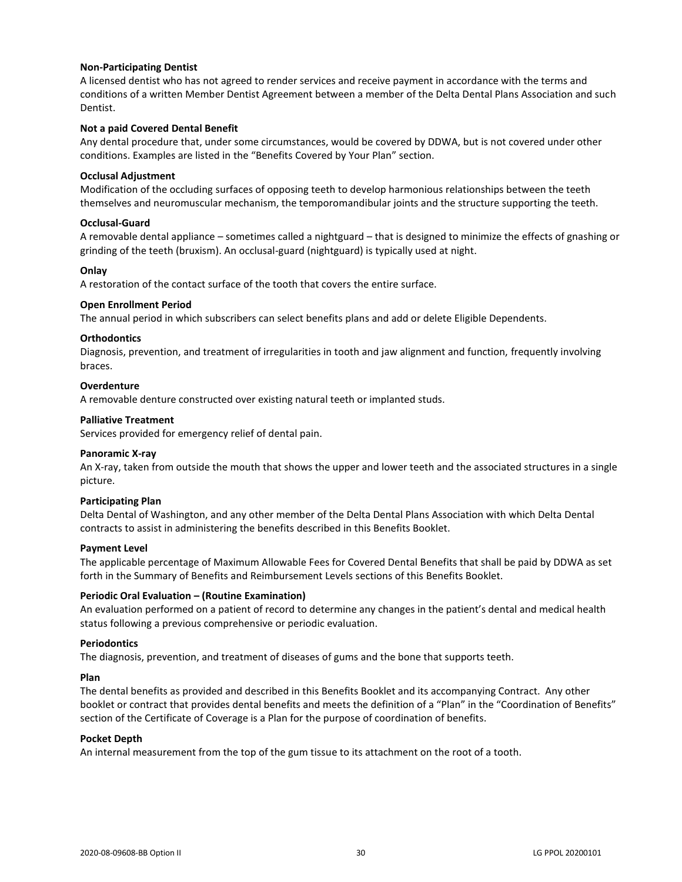**Non-Participating Dentist**
A licensed dentist who has not agreed to render services and receive payment in accordance with the terms and conditions of a written Member Dentist Agreement between a member of the Delta Dental Plans Association and such Dentist.

**Not a paid Covered Dental Benefit**
Any dental procedure that, under some circumstances, would be covered by DDWA, but is not covered under other conditions. Examples are listed in the "Benefits Covered by Your Plan" section.

**Occlusal Adjustment**
Modification of the occluding surfaces of opposing teeth to develop harmonious relationships between the teeth themselves and neuromuscular mechanism, the temporomandibular joints and the structure supporting the teeth.

**Occlusal-Guard**
A removable dental appliance – sometimes called a nightguard – that is designed to minimize the effects of gnashing or grinding of the teeth (bruxism). An occlusal-guard (nightguard) is typically used at night.

**Onlay**
A restoration of the contact surface of the tooth that covers the entire surface.

**Open Enrollment Period**
The annual period in which subscribers can select benefits plans and add or delete Eligible Dependents.

**Orthodontics**
Diagnosis, prevention, and treatment of irregularities in tooth and jaw alignment and function, frequently involving braces.

**Overdenture**
A removable denture constructed over existing natural teeth or implanted studs.

**Palliative Treatment**
Services provided for emergency relief of dental pain.

**Panoramic X-ray**
An X-ray, taken from outside the mouth that shows the upper and lower teeth and the associated structures in a single picture.

**Participating Plan**
Delta Dental of Washington, and any other member of the Delta Dental Plans Association with which Delta Dental contracts to assist in administering the benefits described in this Benefits Booklet.

**Payment Level**
The applicable percentage of Maximum Allowable Fees for Covered Dental Benefits that shall be paid by DDWA as set forth in the Summary of Benefits and Reimbursement Levels sections of this Benefits Booklet.

**Periodic Oral Evaluation – (Routine Examination)**
An evaluation performed on a patient of record to determine any changes in the patient's dental and medical health status following a previous comprehensive or periodic evaluation.

**Periodontics**
The diagnosis, prevention, and treatment of diseases of gums and the bone that supports teeth.

**Plan**
The dental benefits as provided and described in this Benefits Booklet and its accompanying Contract. Any other booklet or contract that provides dental benefits and meets the definition of a "Plan" in the "Coordination of Benefits" section of the Certificate of Coverage is a Plan for the purpose of coordination of benefits.

**Pocket Depth**
An internal measurement from the top of the gum tissue to its attachment on the root of a tooth.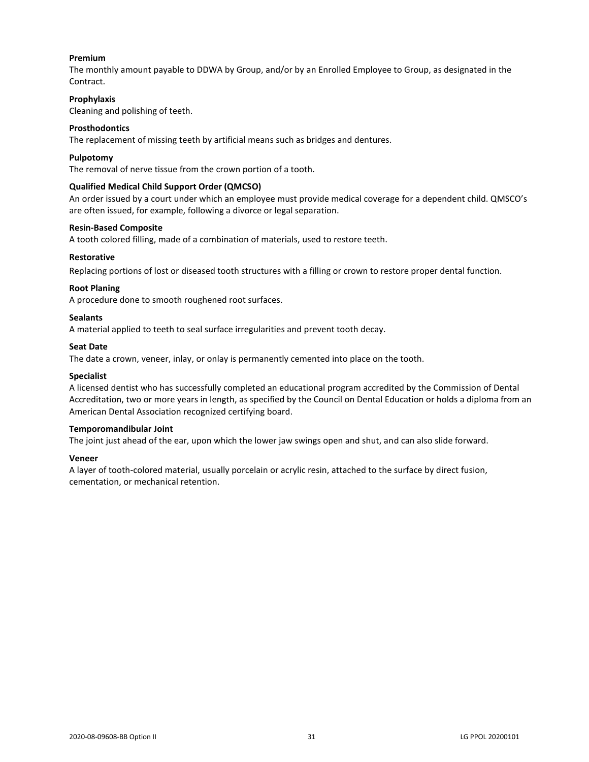**Premium**
The monthly amount payable to DDWA by Group, and/or by an Enrolled Employee to Group, as designated in the Contract.

**Prophylaxis**
Cleaning and polishing of teeth.

**Prosthodontics**
The replacement of missing teeth by artificial means such as bridges and dentures.

**Pulpotomy**
The removal of nerve tissue from the crown portion of a tooth.

**Qualified Medical Child Support Order (QMCSO)**
An order issued by a court under which an employee must provide medical coverage for a dependent child. QMSCO's are often issued, for example, following a divorce or legal separation.

**Resin-Based Composite**
A tooth colored filling, made of a combination of materials, used to restore teeth.

**Restorative**
Replacing portions of lost or diseased tooth structures with a filling or crown to restore proper dental function.

**Root Planing**
A procedure done to smooth roughened root surfaces.

**Sealants**
A material applied to teeth to seal surface irregularities and prevent tooth decay.

**Seat Date**
The date a crown, veneer, inlay, or onlay is permanently cemented into place on the tooth.

**Specialist**
A licensed dentist who has successfully completed an educational program accredited by the Commission of Dental Accreditation, two or more years in length, as specified by the Council on Dental Education or holds a diploma from an American Dental Association recognized certifying board.

**Temporomandibular Joint**
The joint just ahead of the ear, upon which the lower jaw swings open and shut, and can also slide forward.

**Veneer**
A layer of tooth-colored material, usually porcelain or acrylic resin, attached to the surface by direct fusion, cementation, or mechanical retention.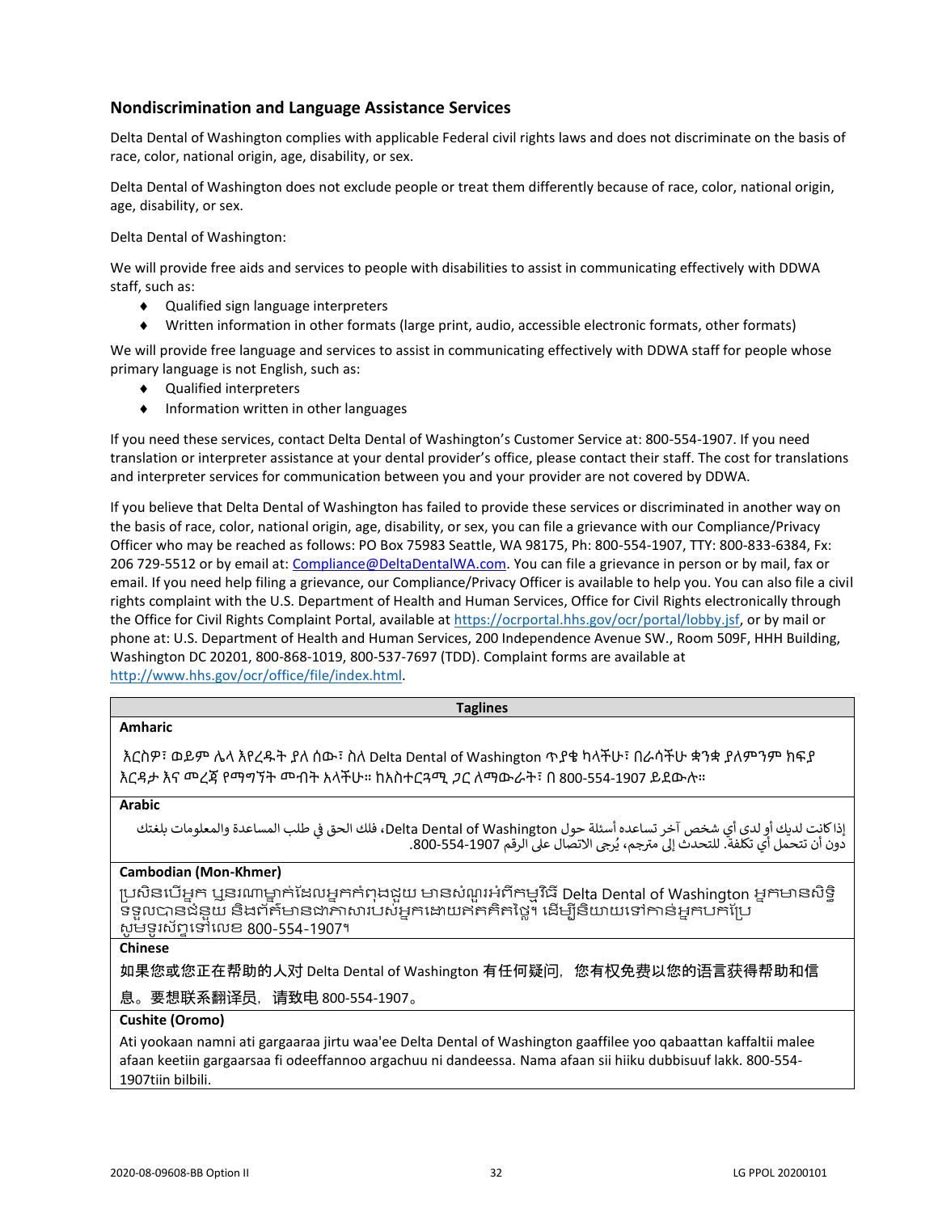## Nondiscrimination and Language Assistance Services

Delta Dental of Washington complies with applicable Federal civil rights laws and does not discriminate on the basis of race, color, national origin, age, disability, or sex.

Delta Dental of Washington does not exclude people or treat them differently because of race, color, national origin, age, disability, or sex.

Delta Dental of Washington:

We will provide free aids and services to people with disabilities to assist in communicating effectively with DDWA staff, such as:

- Qualified sign language interpreters
- Written information in other formats (large print, audio, accessible electronic formats, other formats)

We will provide free language and services to assist in communicating effectively with DDWA staff for people whose primary language is not English, such as:

- Qualified interpreters
- Information written in other languages

If you need these services, contact Delta Dental of Washington's Customer Service at: 800-554-1907. If you need translation or interpreter assistance at your dental provider's office, please contact their staff. The cost for translations and interpreter services for communication between you and your provider are not covered by DDWA.

If you believe that Delta Dental of Washington has failed to provide these services or discriminated in another way on the basis of race, color, national origin, age, disability, or sex, you can file a grievance with our Compliance/Privacy Officer who may be reached as follows: PO Box 75983 Seattle, WA 98175, Ph: 800-554-1907, TTY: 800-833-6384, Fx: 206 729-5512 or by email at: Compliance@DeltaDentalWA.com. You can file a grievance in person or by mail, fax or email. If you need help filing a grievance, our Compliance/Privacy Officer is available to help you. You can also file a civil rights complaint with the U.S. Department of Health and Human Services, Office for Civil Rights electronically through the Office for Civil Rights Complaint Portal, available at https://ocrportal.hhs.gov/ocr/portal/lobby.jsf, or by mail or phone at: U.S. Department of Health and Human Services, 200 Independence Avenue SW., Room 509F, HHH Building, Washington DC 20201, 800-868-1019, 800-537-7697 (TDD). Complaint forms are available at http://www.hhs.gov/ocr/office/file/index.html.

| Taglines |
|---|
| **Amharic** |
| እርስዎ፣ ወይም ሌላ እየረዱት ያለ ሰው፣ ስለ Delta Dental of Washington ጥያቄ ካላችሁ፣ በራሳችሁ ቋንቋ ያለምንም ክፍያ እርዳታ እና መረጃ የማግኘት መብት አላችሁ። ከአስተርጓሚ ጋር ለማውራት፣ በ 800-554-1907 ይደውሉ። |
| **Arabic** |
| إذا كانت لديك أو لدى أي شخص آخر تساعده أسئلة حول Delta Dental of Washington، فلك الحق في طلب المساعدة والمعلومات بلغتك دون أن تتحمل أي تكلفة. للتحدث إلى مترجم، يُرجى الاتصال على الرقم 800-554-1907. |
| **Cambodian (Mon-Khmer)** |
| ប្រសិនបើអ្នក ឬនរណាម្នាក់ដែលអ្នកកំពុងជួយ មានសំណួរអំពីកម្មវិធី Delta Dental of Washington អ្នកមានសិទ្ធិទទួលបានជំនួយ និងព័ត៌មានជាភាសារបស់អ្នកដោយឥតគិតថ្លៃ។ ដើម្បីនិយាយទៅកាន់អ្នកបកប្រែ សូមទូរស័ព្ទទៅលេខ 800-554-1907។ |
| **Chinese** |
| 如果您或您正在帮助的人对 Delta Dental of Washington 有任何疑问，您有权免费以您的语言获得帮助和信息。要想联系翻译员，请致电 800-554-1907。 |
| **Cushite (Oromo)** |
| Ati yookaan namni ati gargaaraa jirtu waa'ee Delta Dental of Washington gaaffilee yoo qabaattan kaffaltii malee afaan keetiin gargaarsaa fi odeeffannoo argachuu ni dandeessa. Nama afaan sii hiiku dubbisuuf lakk. 800-554-1907tiin bilbili. |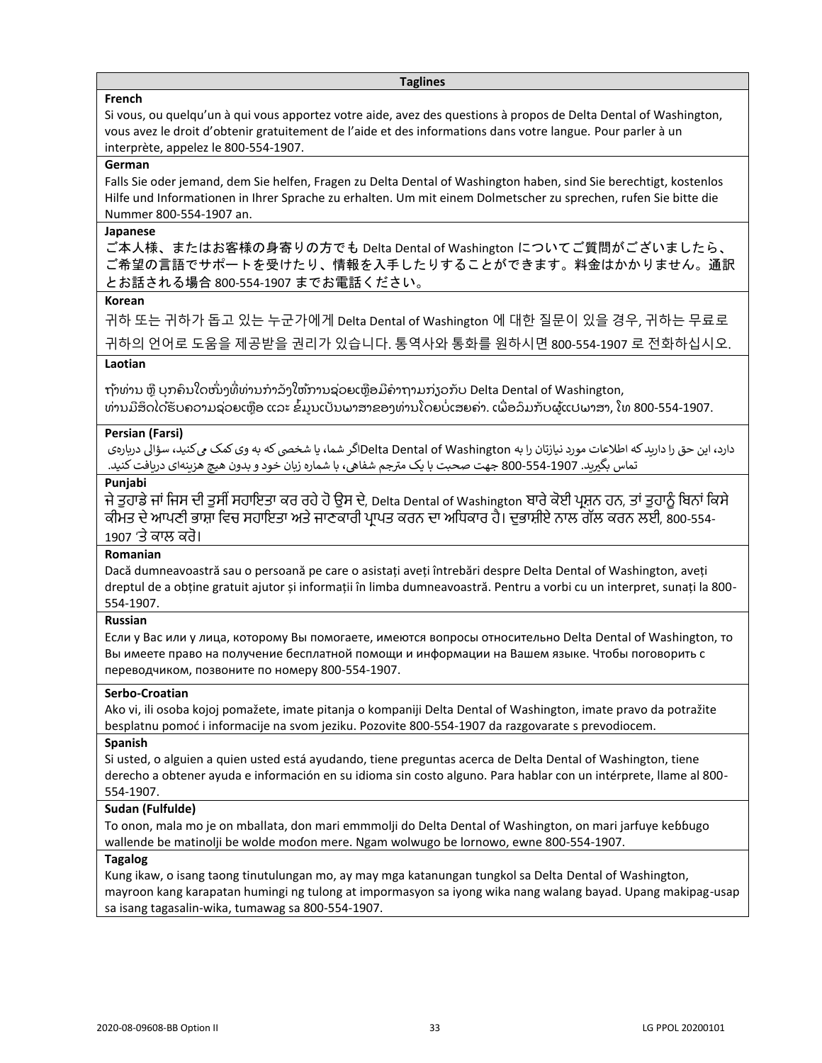| Taglines |
|---|
| **French** |
| Si vous, ou quelqu'un à qui vous apportez votre aide, avez des questions à propos de Delta Dental of Washington, vous avez le droit d'obtenir gratuitement de l'aide et des informations dans votre langue. Pour parler à un interprète, appelez le 800-554-1907. |
| **German** |
| Falls Sie oder jemand, dem Sie helfen, Fragen zu Delta Dental of Washington haben, sind Sie berechtigt, kostenlos Hilfe und Informationen in Ihrer Sprache zu erhalten. Um mit einem Dolmetscher zu sprechen, rufen Sie bitte die Nummer 800-554-1907 an. |
| **Japanese** |
| ご本人様、またはお客様の身寄りの方でも Delta Dental of Washington についてご質問がございましたら、ご希望の言語でサポートを受けたり、情報を入手したりすることができます。料金はかかりません。通訳とお話される場合 800-554-1907 までお電話ください。 |
| **Korean** |
| 귀하 또는 귀하가 돕고 있는 누군가에게 Delta Dental of Washington 에 대한 질문이 있을 경우, 귀하는 무료로 귀하의 언어로 도움을 제공받을 권리가 있습니다. 통역사와 통화를 원하시면 800-554-1907 로 전화하십시오. |
| **Laotian** |
| ຖ້າທ່ານ ຫຼື ບຸກຄົນໃດໜຶ່ງທີ່ທ່ານກຳລັງໃຫ້ການຊ່ວຍເຫຼືອມີຄຳຖາມກ່ຽວກັບ Delta Dental of Washington, ທ່ານມີສິດໄດ້ຮັບຄວາມຊ່ວຍເຫຼືອ ແລະ ຂໍ້ມູນເປັນພາສາຂອງທ່ານໂດຍບໍ່ເສຍຄ່າ. ເພື່ອລົມກັບຜູ້ແປພາສາ, ໂທ 800-554-1907. |
| **Persian (Farsi)** |
| اگر شما، یا شخصی که به وی کمک می‌کنید، سؤالی درباره‌ی Delta Dental of Washington دارد، این حق را دارید که اطلاعات مورد نیازتان را به زبان خود و بدون هیچ هزینه‌ای دریافت کنید. جهت صحبت با یک مترجم شفاهی، با شماره 800-554-1907 تماس بگیرید. |
| **Punjabi** |
| ਜੇ ਤੁਹਾਡੇ ਜਾਂ ਜਿਸ ਦੀ ਤੁਸੀਂ ਸਹਾਇਤਾ ਕਰ ਰਹੇ ਹੋ ਉਸ ਦੇ, Delta Dental of Washington ਬਾਰੇ ਕੋਈ ਪ੍ਰਸ਼ਨ ਹਨ, ਤਾਂ ਤੁਹਾਨੂੰ ਬਿਨਾਂ ਕਿਸੇ ਕੀਮਤ ਦੇ ਆਪਣੀ ਭਾਸ਼ਾ ਵਿਚ ਸਹਾਇਤਾ ਅਤੇ ਜਾਣਕਾਰੀ ਪ੍ਰਾਪਤ ਕਰਨ ਦਾ ਅਧਿਕਾਰ ਹੈ। ਦੁਭਾਸ਼ੀਏ ਨਾਲ ਗੱਲ ਕਰਨ ਲਈ, 800-554-1907 'ਤੇ ਕਾਲ ਕਰੋ। |
| **Romanian** |
| Dacă dumneavoastră sau o persoană pe care o asistați aveți întrebări despre Delta Dental of Washington, aveți dreptul de a obține gratuit ajutor și informații în limba dumneavoastră. Pentru a vorbi cu un interpret, sunați la 800-554-1907. |
| **Russian** |
| Если у Вас или у лица, которому Вы помогаете, имеются вопросы относительно Delta Dental of Washington, то Вы имеете право на получение бесплатной помощи и информации на Вашем языке. Чтобы поговорить с переводчиком, позвоните по номеру 800-554-1907. |
| **Serbo-Croatian** |
| Ako vi, ili osoba kojoj pomažete, imate pitanja o kompaniji Delta Dental of Washington, imate pravo da potražite besplatnu pomoć i informacije na svom jeziku. Pozovite 800-554-1907 da razgovarate s prevodiocem. |
| **Spanish** |
| Si usted, o alguien a quien usted está ayudando, tiene preguntas acerca de Delta Dental of Washington, tiene derecho a obtener ayuda e información en su idioma sin costo alguno. Para hablar con un intérprete, llame al 800-554-1907. |
| **Sudan (Fulfulde)** |
| To onon, mala mo je on mballata, don mari emmmolji do Delta Dental of Washington, on mari jarfuye keɓɓugo wallende be matinolji be wolde moɗon mere. Ngam wolwugo be lornowo, ewne 800-554-1907. |
| **Tagalog** |
| Kung ikaw, o isang taong tinutulungan mo, ay may mga katanungan tungkol sa Delta Dental of Washington, mayroon kang karapatan humingi ng tulong at impormasyon sa iyong wika nang walang bayad. Upang makipag-usap sa isang tagasalin-wika, tumawag sa 800-554-1907. |

2020-08-09608-BB Option II LG PPOL 20200101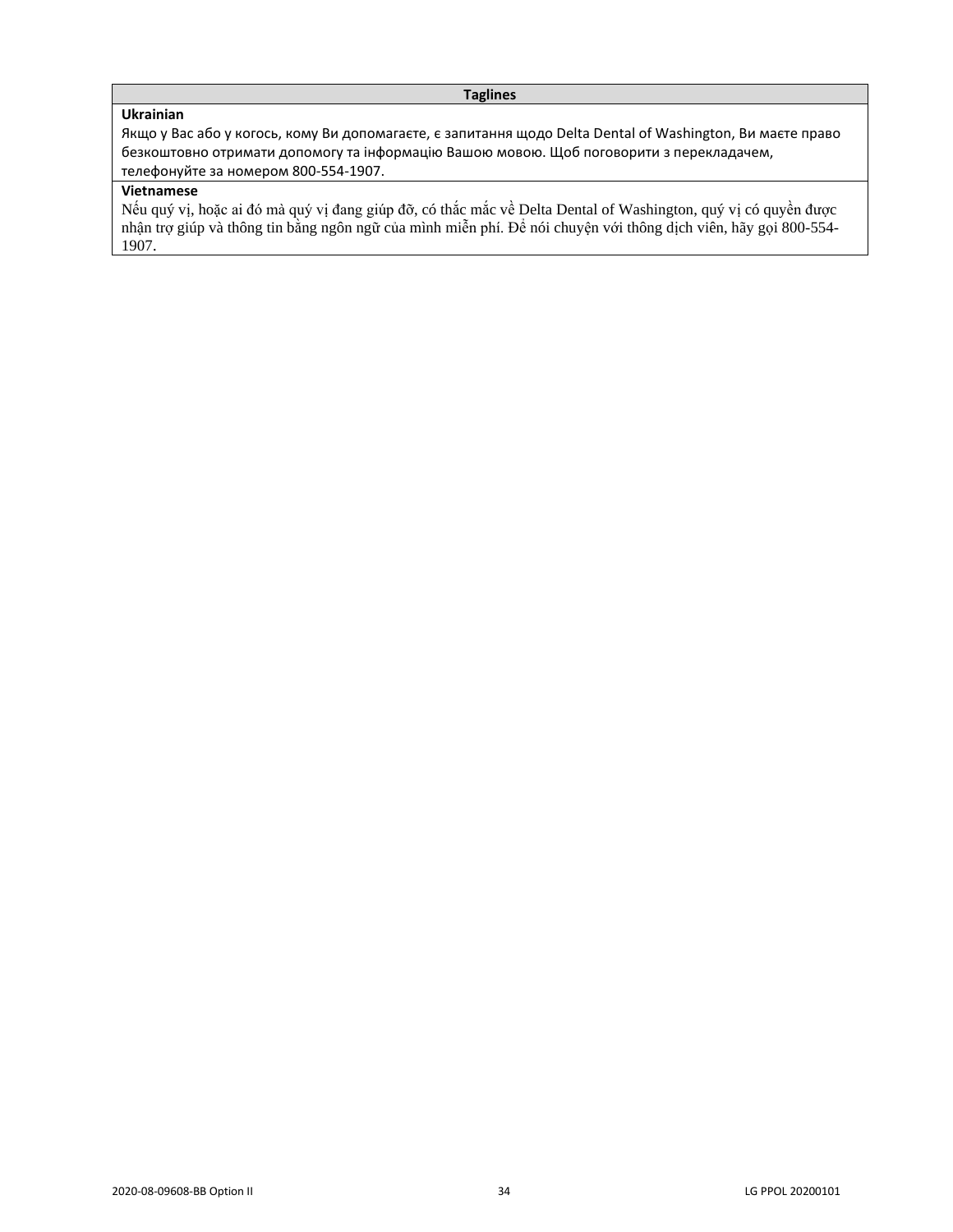| Taglines |
| --- |
| **Ukrainian**<br>Якщо у Вас або у когось, кому Ви допомагаєте, є запитання щодо Delta Dental of Washington, Ви маєте право безкоштовно отримати допомогу та інформацію Вашою мовою. Щоб поговорити з перекладачем, телефонуйте за номером 800-554-1907. |
| **Vietnamese**<br>Nếu quý vị, hoặc ai đó mà quý vị đang giúp đỡ, có thắc mắc về Delta Dental of Washington, quý vị có quyền được nhận trợ giúp và thông tin bằng ngôn ngữ của mình miễn phí. Để nói chuyện với thông dịch viên, hãy gọi 800-554-1907. |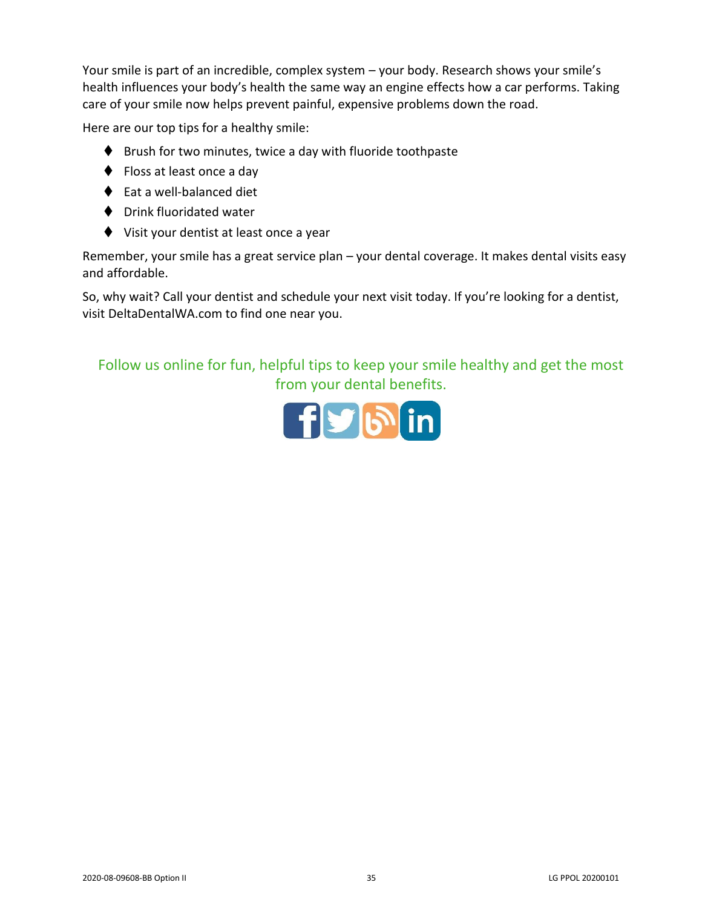Your smile is part of an incredible, complex system – your body. Research shows your smile's health influences your body's health the same way an engine effects how a car performs. Taking care of your smile now helps prevent painful, expensive problems down the road.

Here are our top tips for a healthy smile:

- Brush for two minutes, twice a day with fluoride toothpaste
- Floss at least once a day
- Eat a well-balanced diet
- Drink fluoridated water
- Visit your dentist at least once a year

Remember, your smile has a great service plan – your dental coverage. It makes dental visits easy and affordable.

So, why wait? Call your dentist and schedule your next visit today. If you're looking for a dentist, visit DeltaDentalWA.com to find one near you.

Follow us online for fun, helpful tips to keep your smile healthy and get the most from your dental benefits.